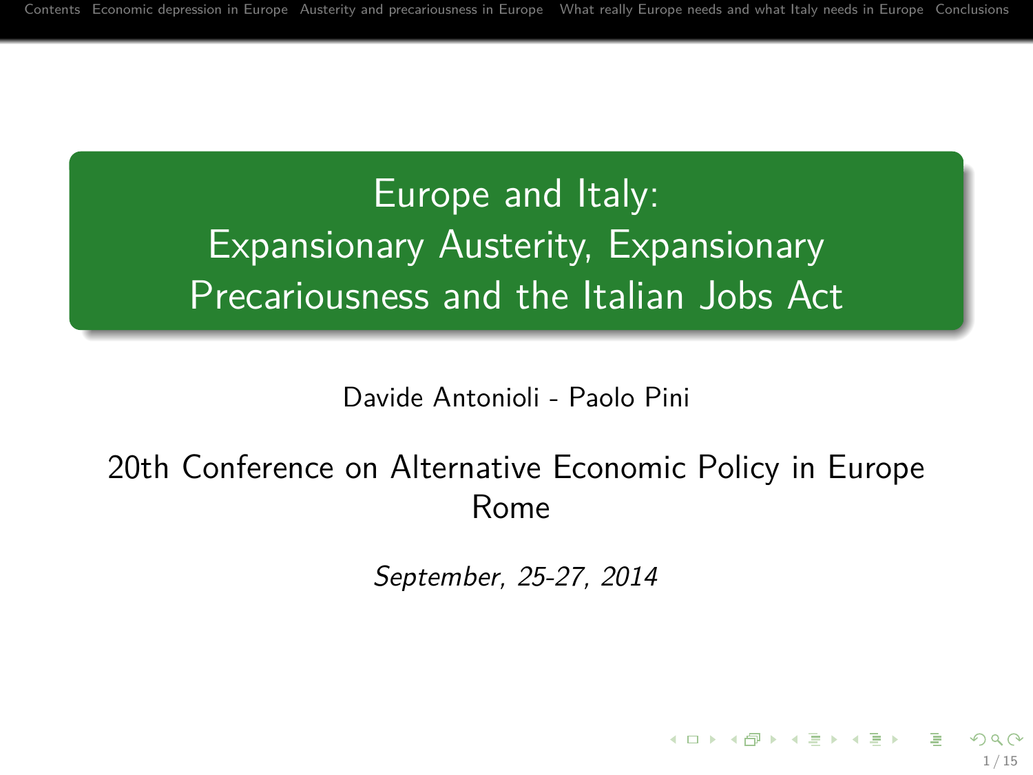# Europe and Italy: Expansionary Austerity, Expansionary Precariousness and the Italian Jobs Act

Davide Antonioli - Paolo Pini

20th Conference on Alternative Economic Policy in Europe
Rome

*September, 25-27, 2014*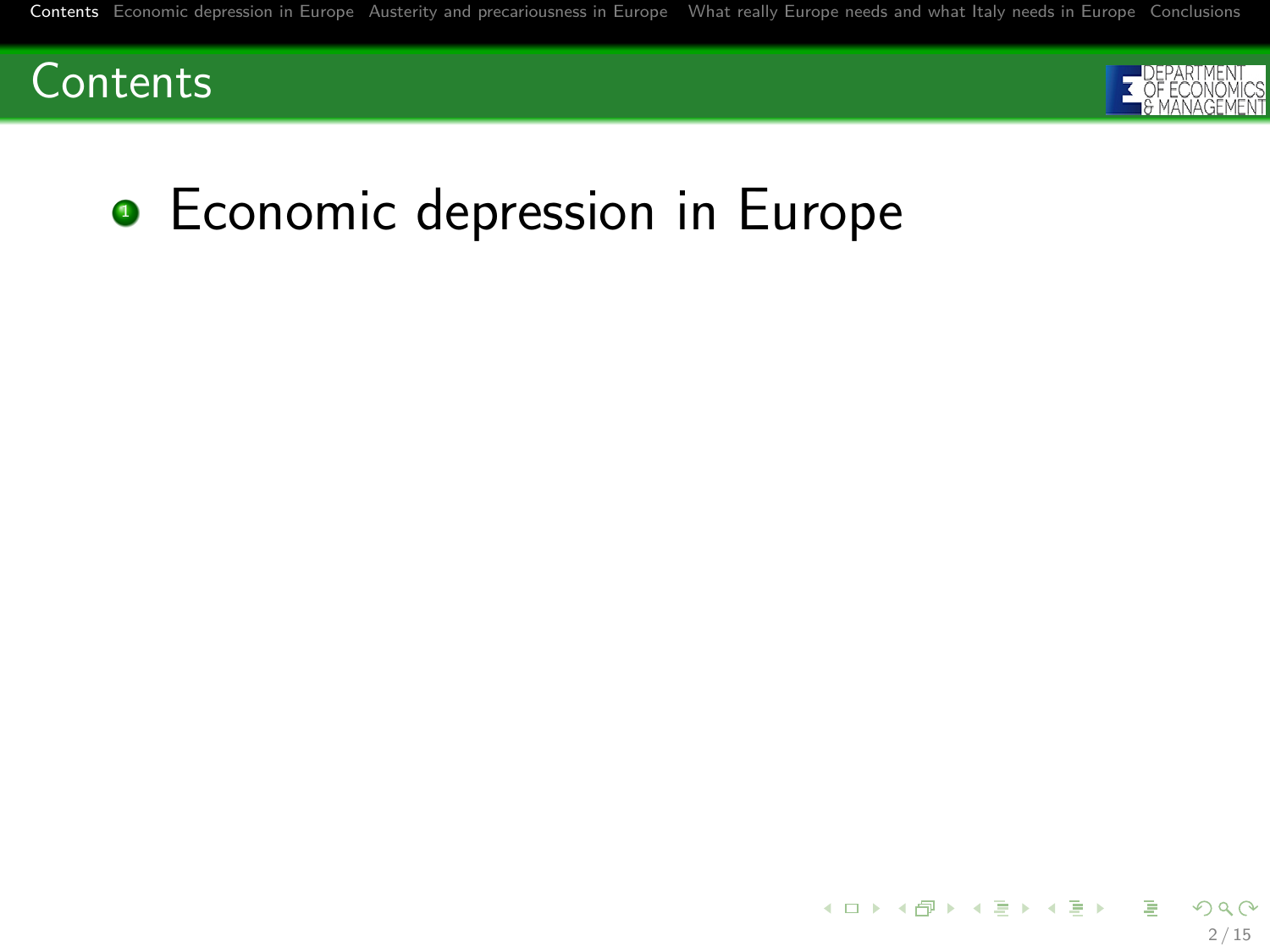# Contents

1. Economic depression in Europe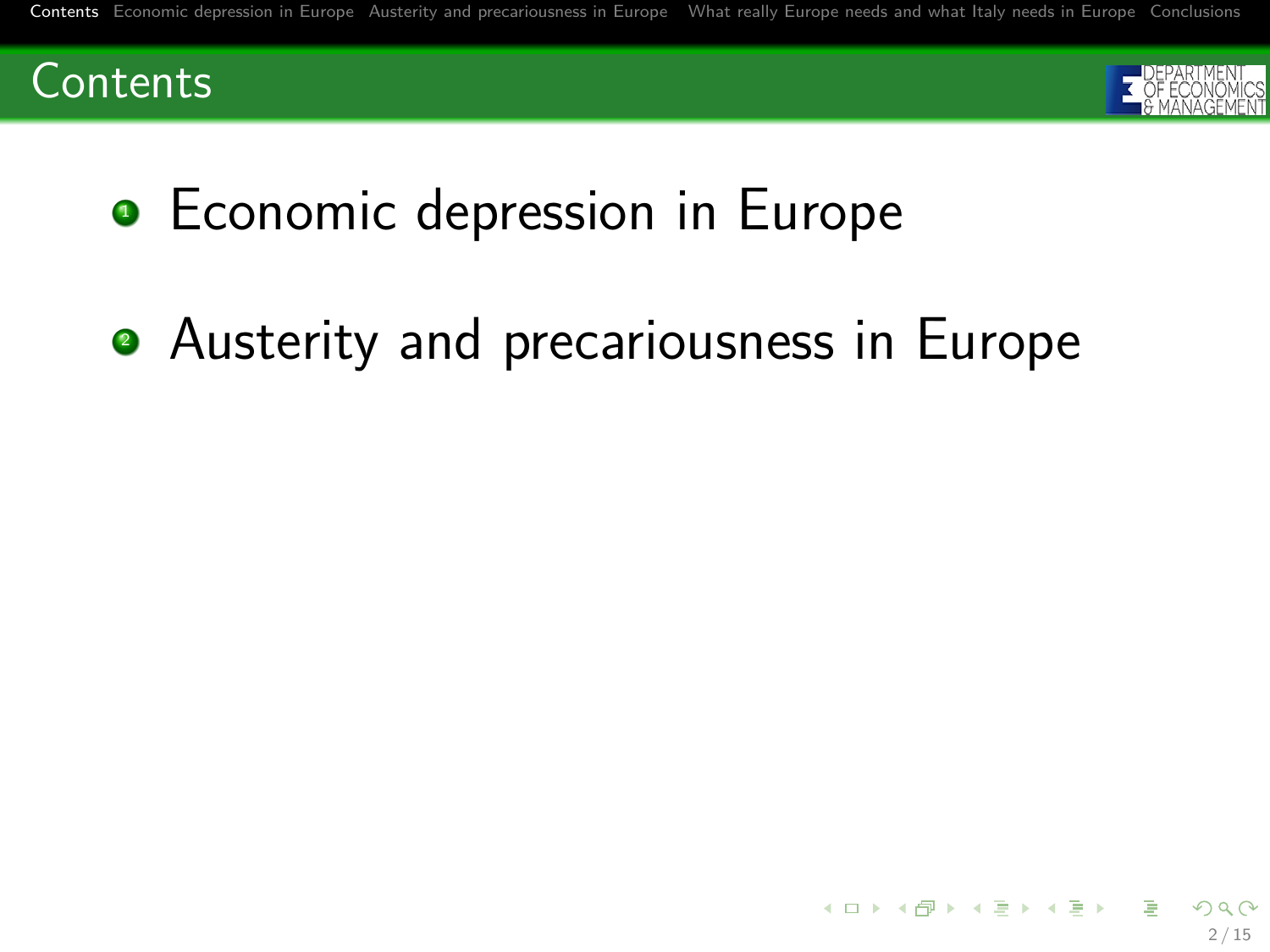# Contents

1. Economic depression in Europe
2. Austerity and precariousness in Europe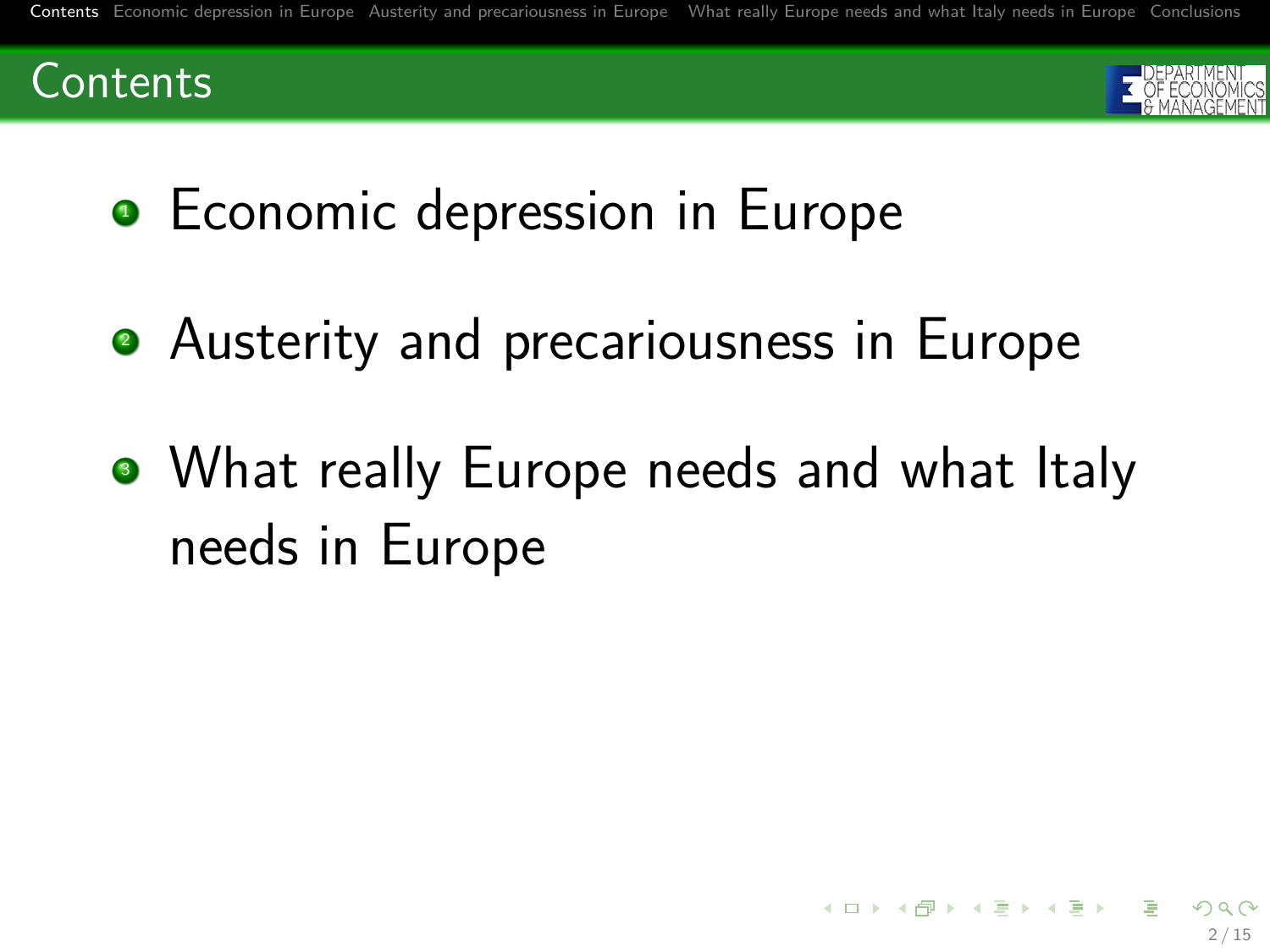## Contents

1. Economic depression in Europe
2. Austerity and precariousness in Europe
3. What really Europe needs and what Italy needs in Europe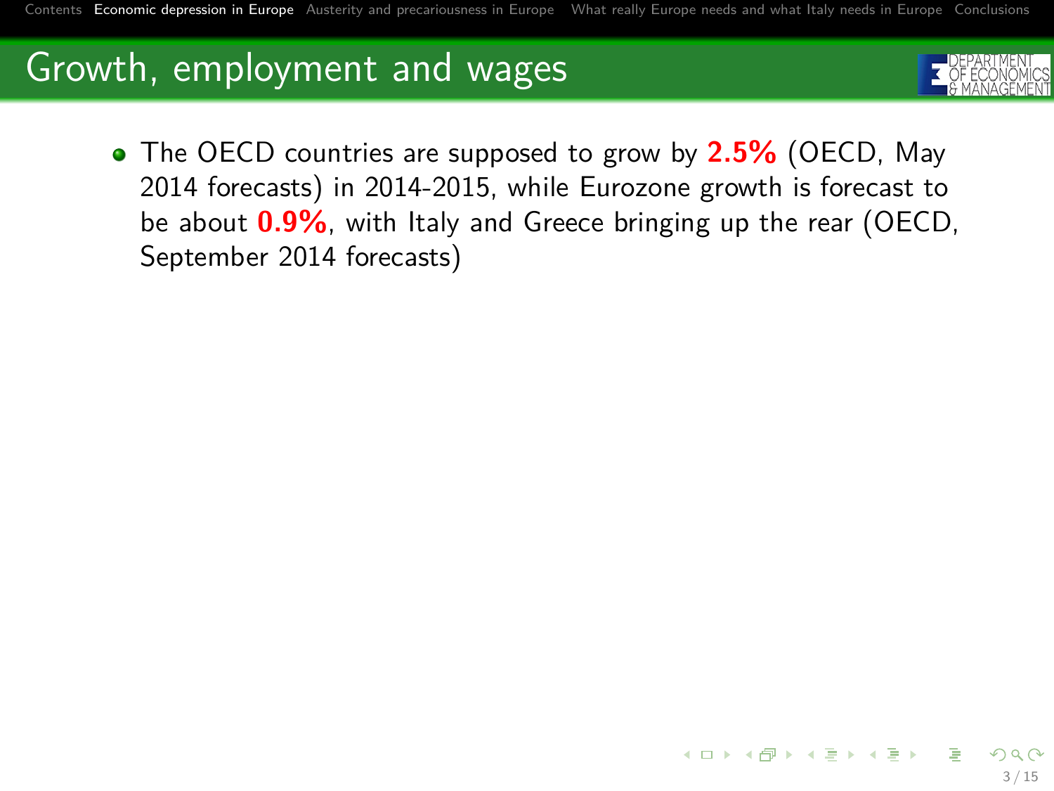## Growth, employment and wages

- The OECD countries are supposed to grow by **2.5%** (OECD, May 2014 forecasts) in 2014-2015, while Eurozone growth is forecast to be about **0.9%**, with Italy and Greece bringing up the rear (OECD, September 2014 forecasts)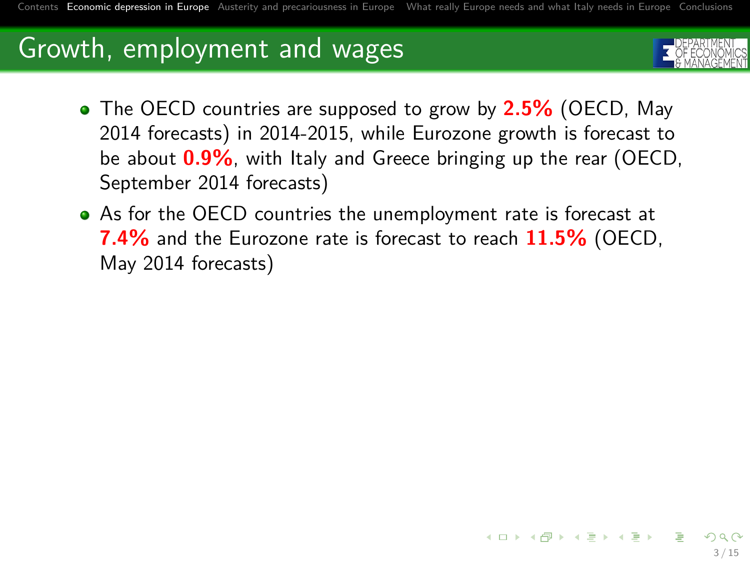## Growth, employment and wages

- The OECD countries are supposed to grow by **2.5%** (OECD, May 2014 forecasts) in 2014-2015, while Eurozone growth is forecast to be about **0.9%**, with Italy and Greece bringing up the rear (OECD, September 2014 forecasts)
- As for the OECD countries the unemployment rate is forecast at **7.4%** and the Eurozone rate is forecast to reach **11.5%** (OECD, May 2014 forecasts)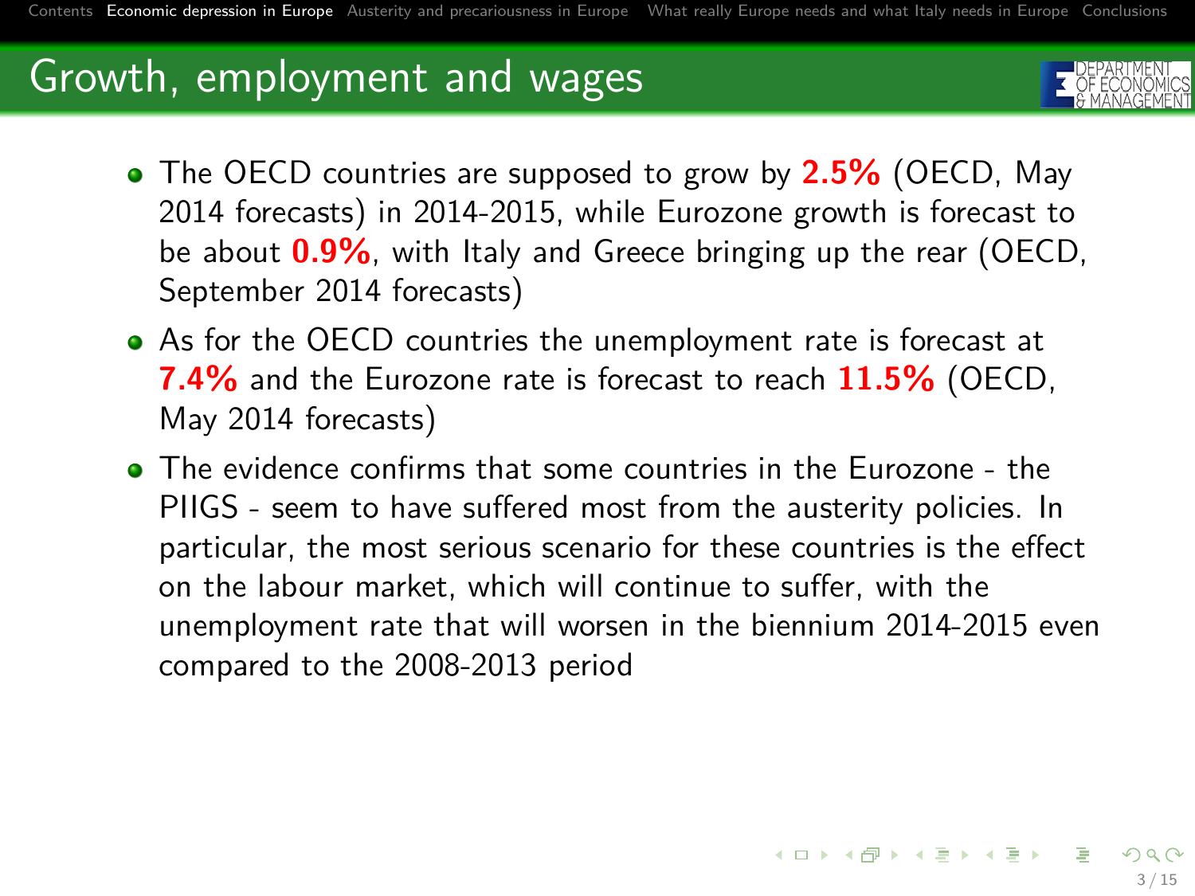## Growth, employment and wages

- The OECD countries are supposed to grow by **2.5%** (OECD, May 2014 forecasts) in 2014-2015, while Eurozone growth is forecast to be about **0.9%**, with Italy and Greece bringing up the rear (OECD, September 2014 forecasts)
- As for the OECD countries the unemployment rate is forecast at **7.4%** and the Eurozone rate is forecast to reach **11.5%** (OECD, May 2014 forecasts)
- The evidence confirms that some countries in the Eurozone - the PIIGS - seem to have suffered most from the austerity policies. In particular, the most serious scenario for these countries is the effect on the labour market, which will continue to suffer, with the unemployment rate that will worsen in the biennium 2014-2015 even compared to the 2008-2013 period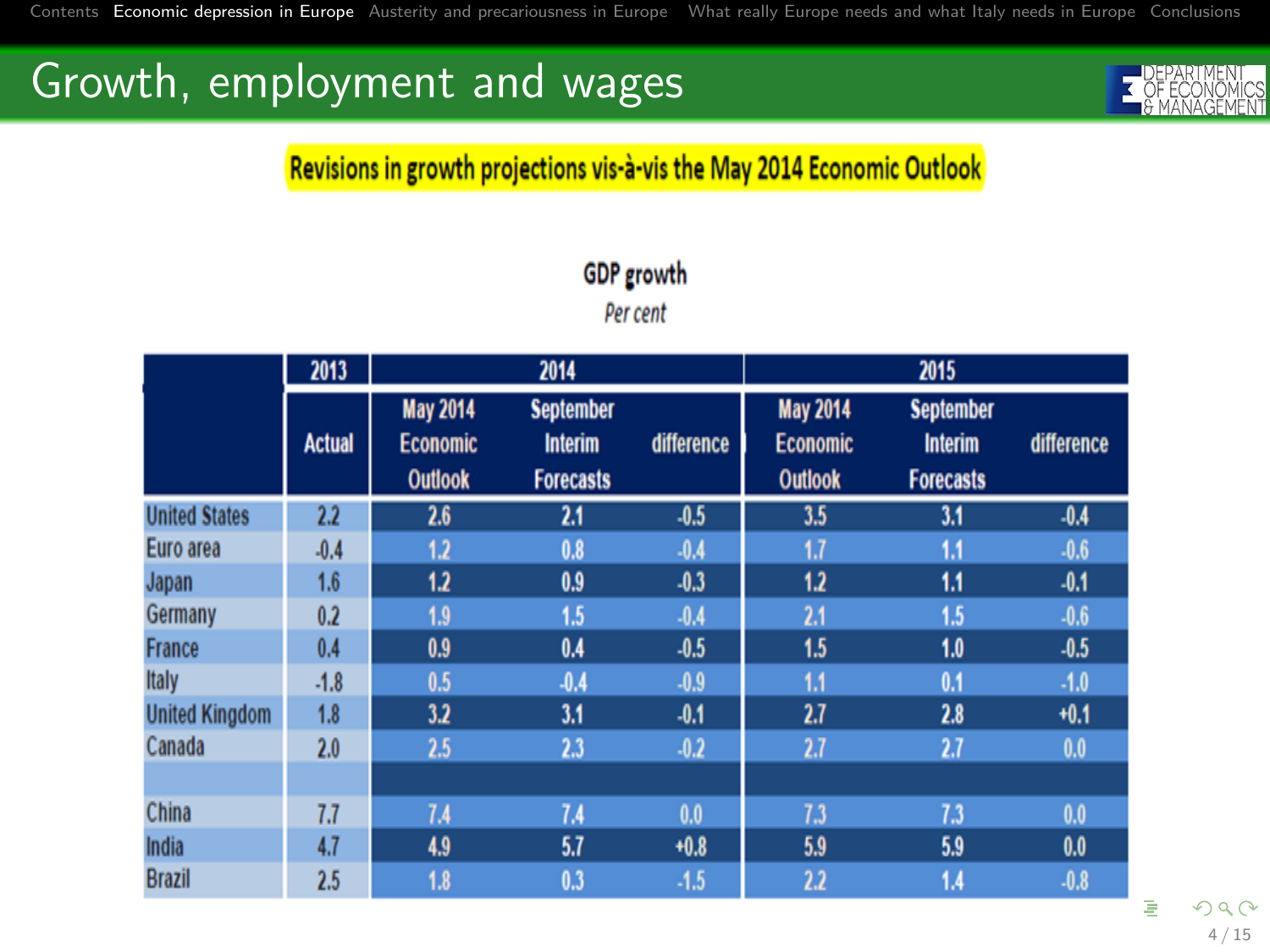# Growth, employment and wages

**Revisions in growth projections vis-à-vis the May 2014 Economic Outlook**

**GDP growth**

*Per cent*

| | 2013 | 2014 | | | 2015 | | |
|---|---|---|---|---|---|---|---|
| | Actual | May 2014 Economic Outlook | September Interim Forecasts | difference | May 2014 Economic Outlook | September Interim Forecasts | difference |
| United States | 2.2 | 2.6 | 2.1 | -0.5 | 3.5 | 3.1 | -0.4 |
| Euro area | -0.4 | 1.2 | 0.8 | -0.4 | 1.7 | 1.1 | -0.6 |
| Japan | 1.6 | 1.2 | 0.9 | -0.3 | 1.2 | 1.1 | -0.1 |
| Germany | 0.2 | 1.9 | 1.5 | -0.4 | 2.1 | 1.5 | -0.6 |
| France | 0.4 | 0.9 | 0.4 | -0.5 | 1.5 | 1.0 | -0.5 |
| Italy | -1.8 | 0.5 | -0.4 | -0.9 | 1.1 | 0.1 | -1.0 |
| United Kingdom | 1.8 | 3.2 | 3.1 | -0.1 | 2.7 | 2.8 | +0.1 |
| Canada | 2.0 | 2.5 | 2.3 | -0.2 | 2.7 | 2.7 | 0.0 |
| | | | | | | | |
| China | 7.7 | 7.4 | 7.4 | 0.0 | 7.3 | 7.3 | 0.0 |
| India | 4.7 | 4.9 | 5.7 | +0.8 | 5.9 | 5.9 | 0.0 |
| Brazil | 2.5 | 1.8 | 0.3 | -1.5 | 2.2 | 1.4 | -0.8 |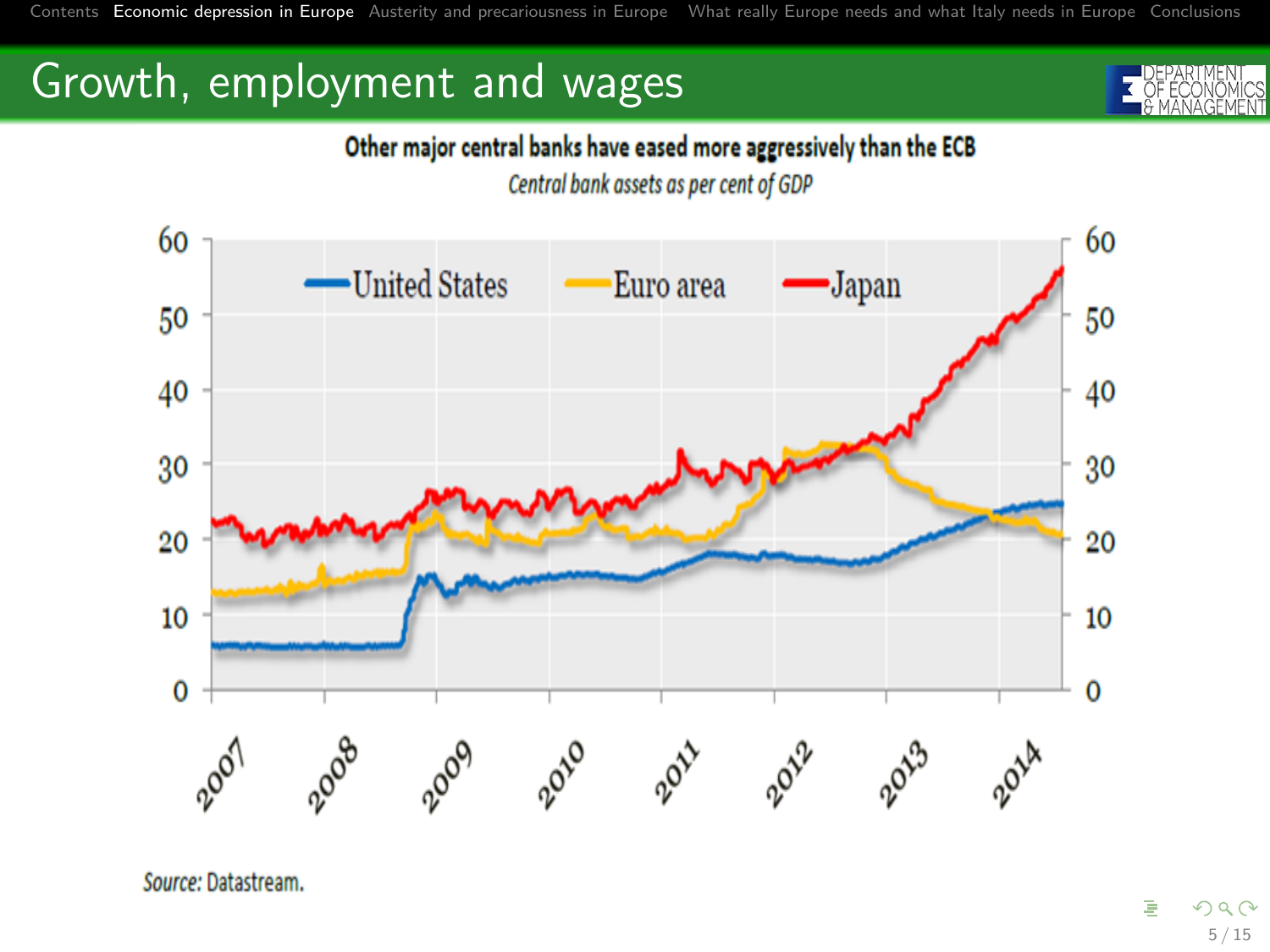# Growth, employment and wages

**Other major central banks have eased more aggressively than the ECB**

*Central bank assets as per cent of GDP*

United States, Euro area, Japan

*Source:* Datastream.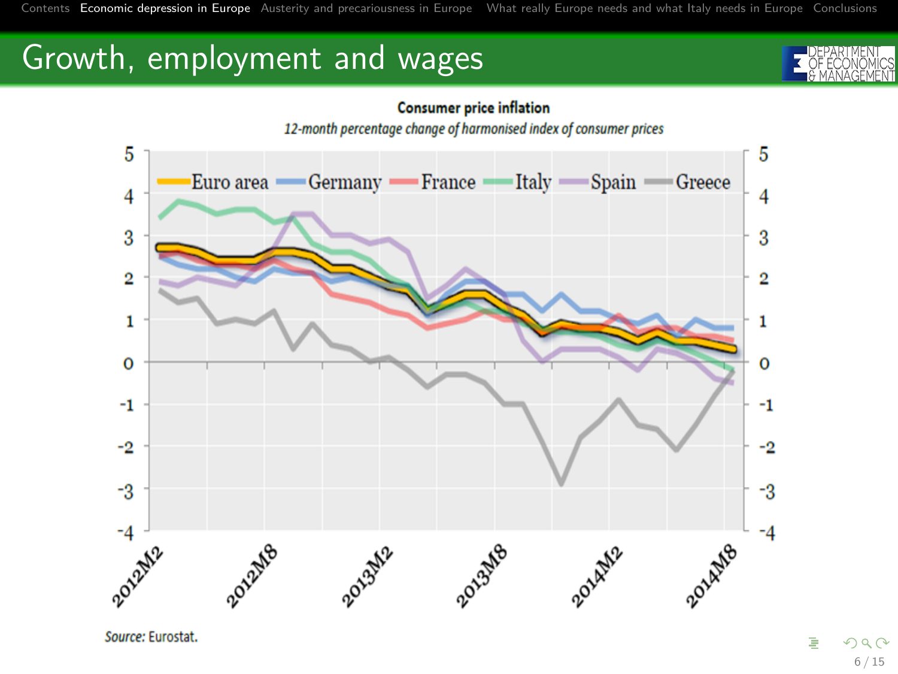# Growth, employment and wages

**Consumer price inflation**

*12-month percentage change of harmonised index of consumer prices*

*Source:* Eurostat.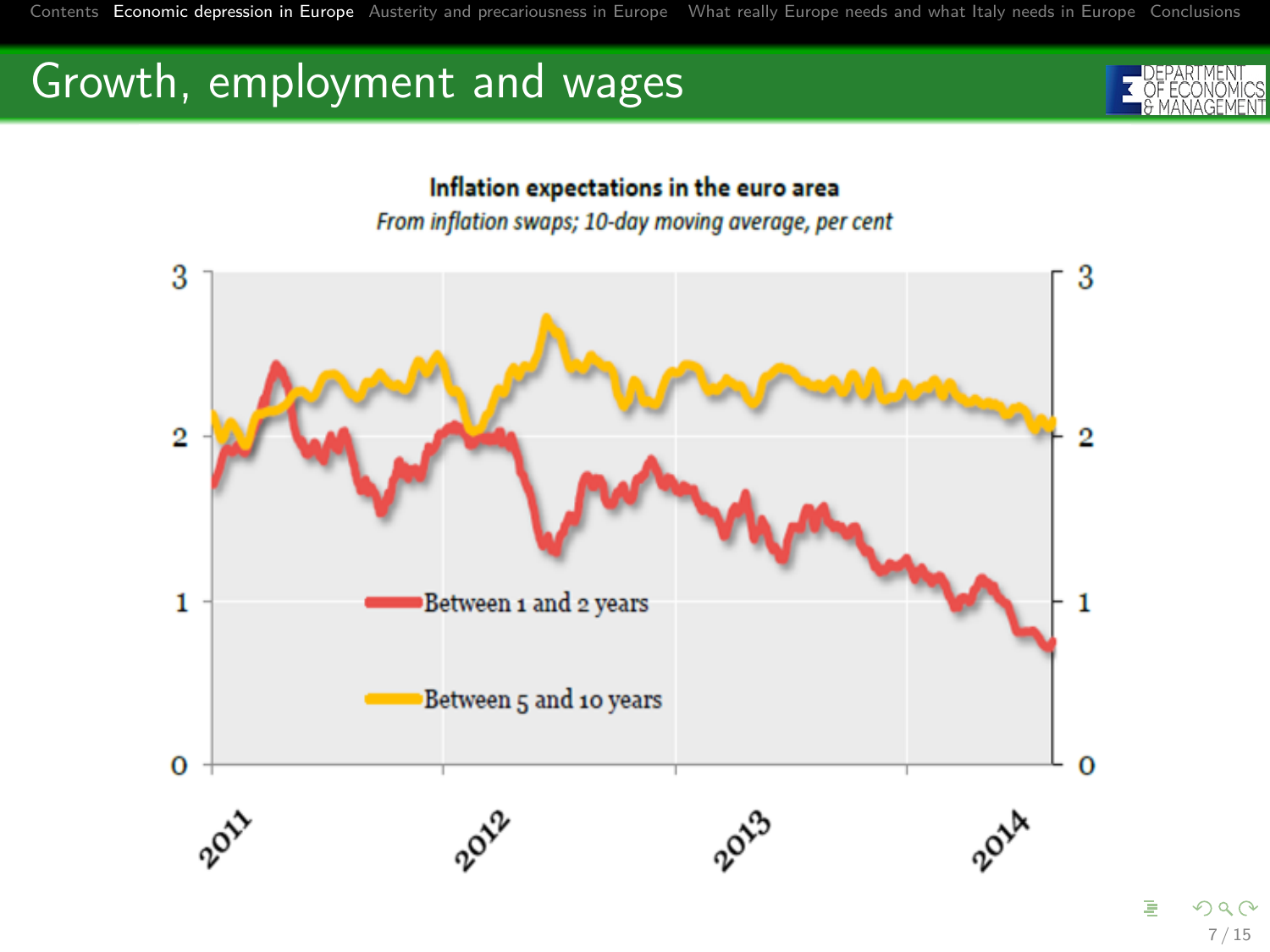# Growth, employment and wages

**Inflation expectations in the euro area**

*From inflation swaps; 10-day moving average, per cent*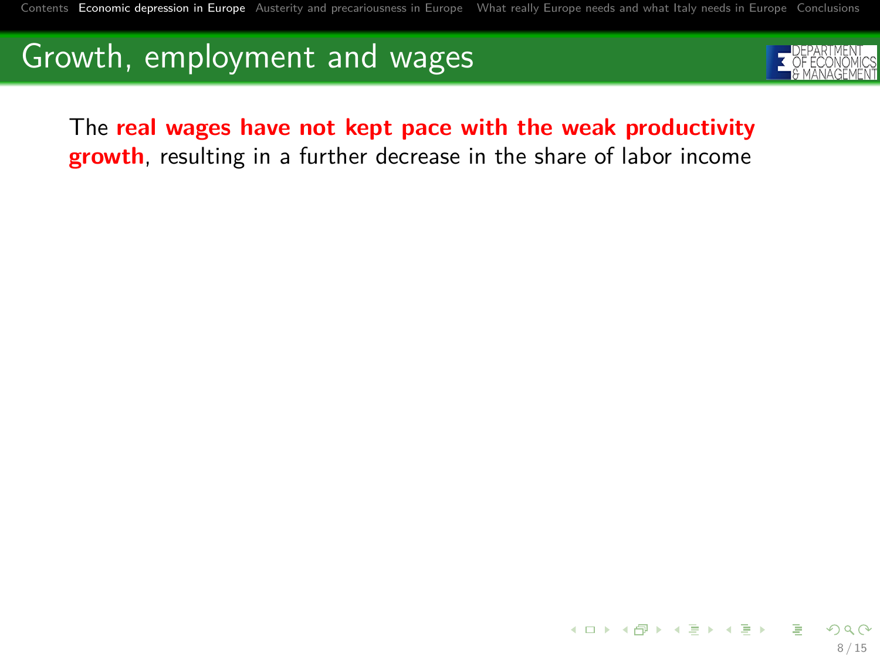## Growth, employment and wages

The **real wages have not kept pace with the weak productivity growth**, resulting in a further decrease in the share of labor income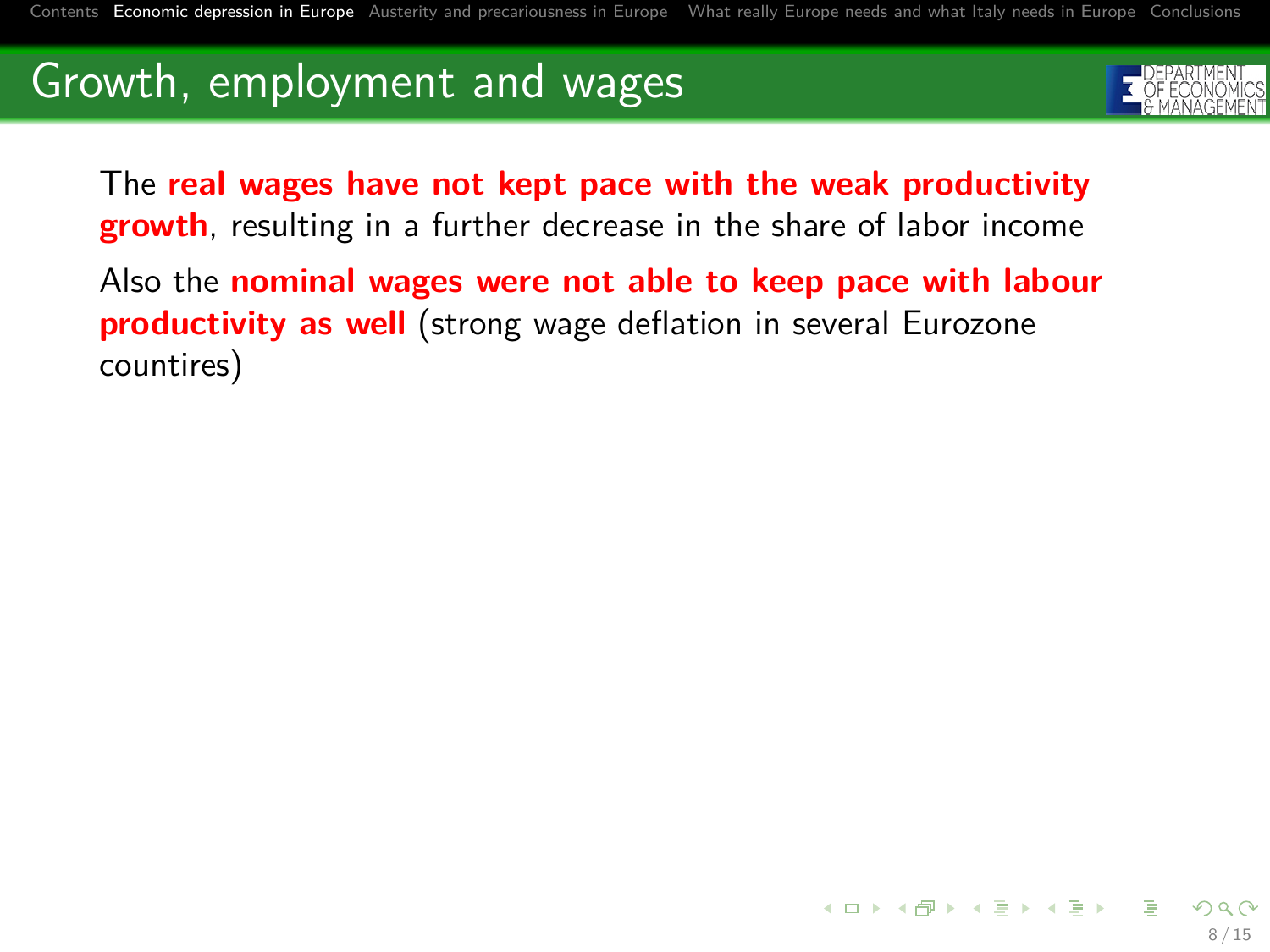## Growth, employment and wages

The **real wages have not kept pace with the weak productivity growth**, resulting in a further decrease in the share of labor income

Also the **nominal wages were not able to keep pace with labour productivity as well** (strong wage deflation in several Eurozone countires)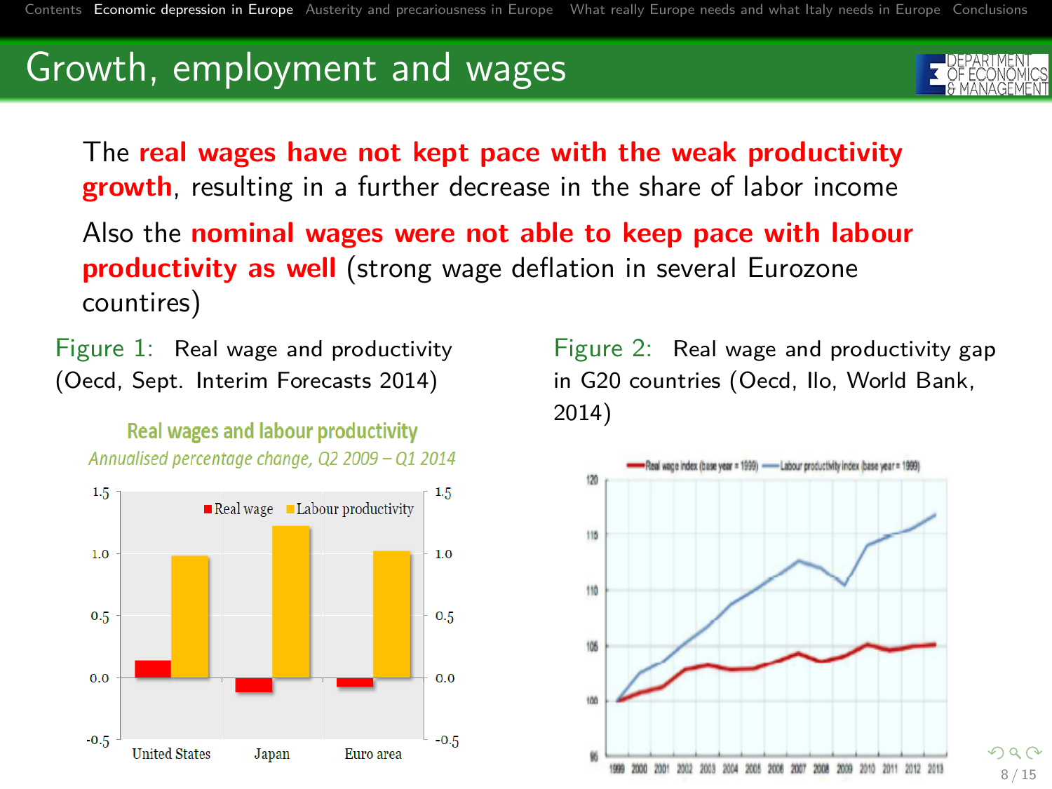## Growth, employment and wages

The **real wages have not kept pace with the weak productivity growth**, resulting in a further decrease in the share of labor income

Also the **nominal wages were not able to keep pace with labour productivity as well** (strong wage deflation in several Eurozone countires)

Figure 1: Real wage and productivity (Oecd, Sept. Interim Forecasts 2014)

Figure 2: Real wage and productivity gap in G20 countries (Oecd, Ilo, World Bank, 2014)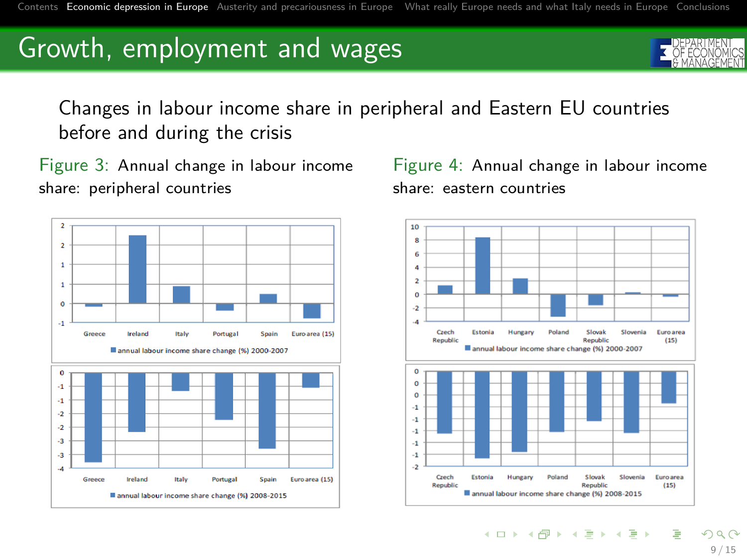# Growth, employment and wages

Changes in labour income share in peripheral and Eastern EU countries before and during the crisis

Figure 3: Annual change in labour income share: peripheral countries

Figure 4: Annual change in labour income share: eastern countries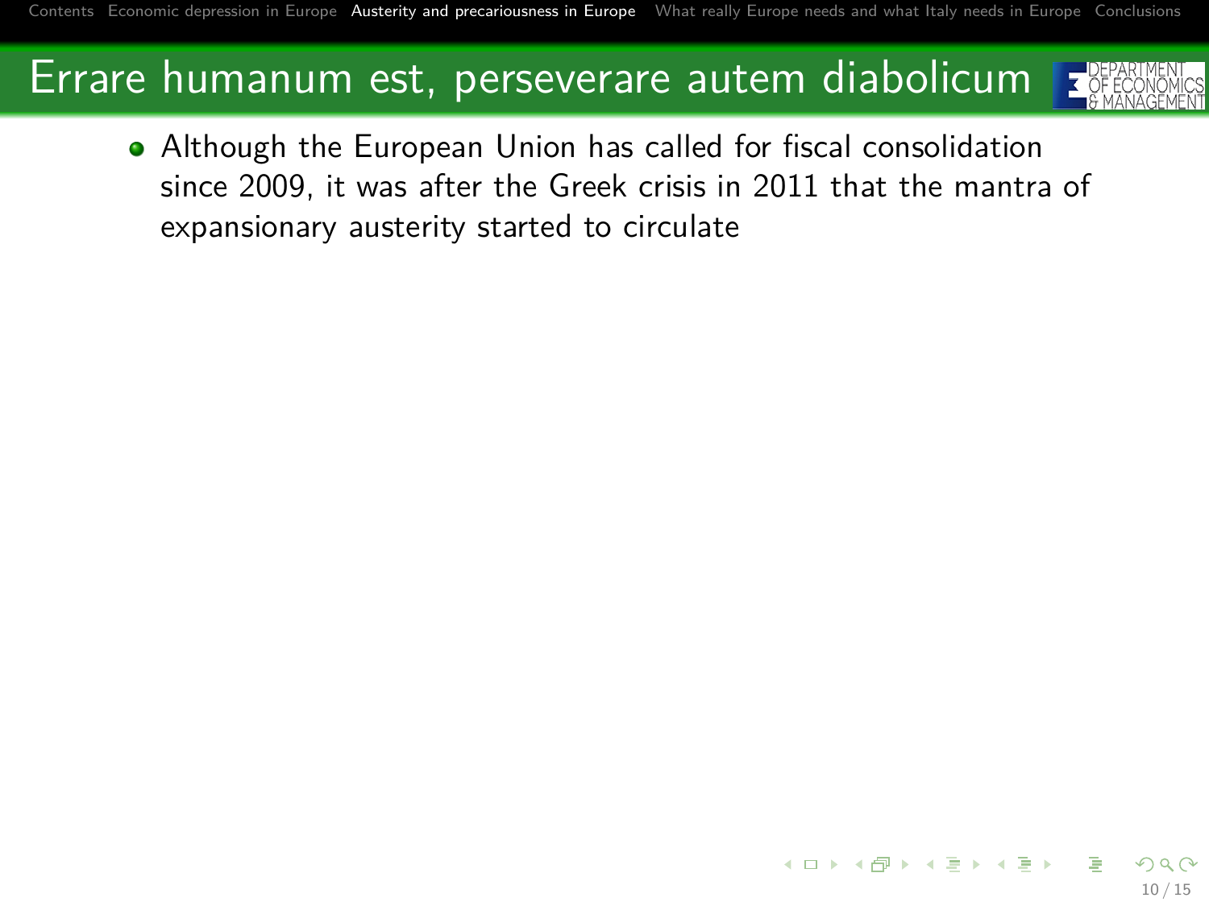# Errare humanum est, perseverare autem diabolicum

- Although the European Union has called for fiscal consolidation since 2009, it was after the Greek crisis in 2011 that the mantra of expansionary austerity started to circulate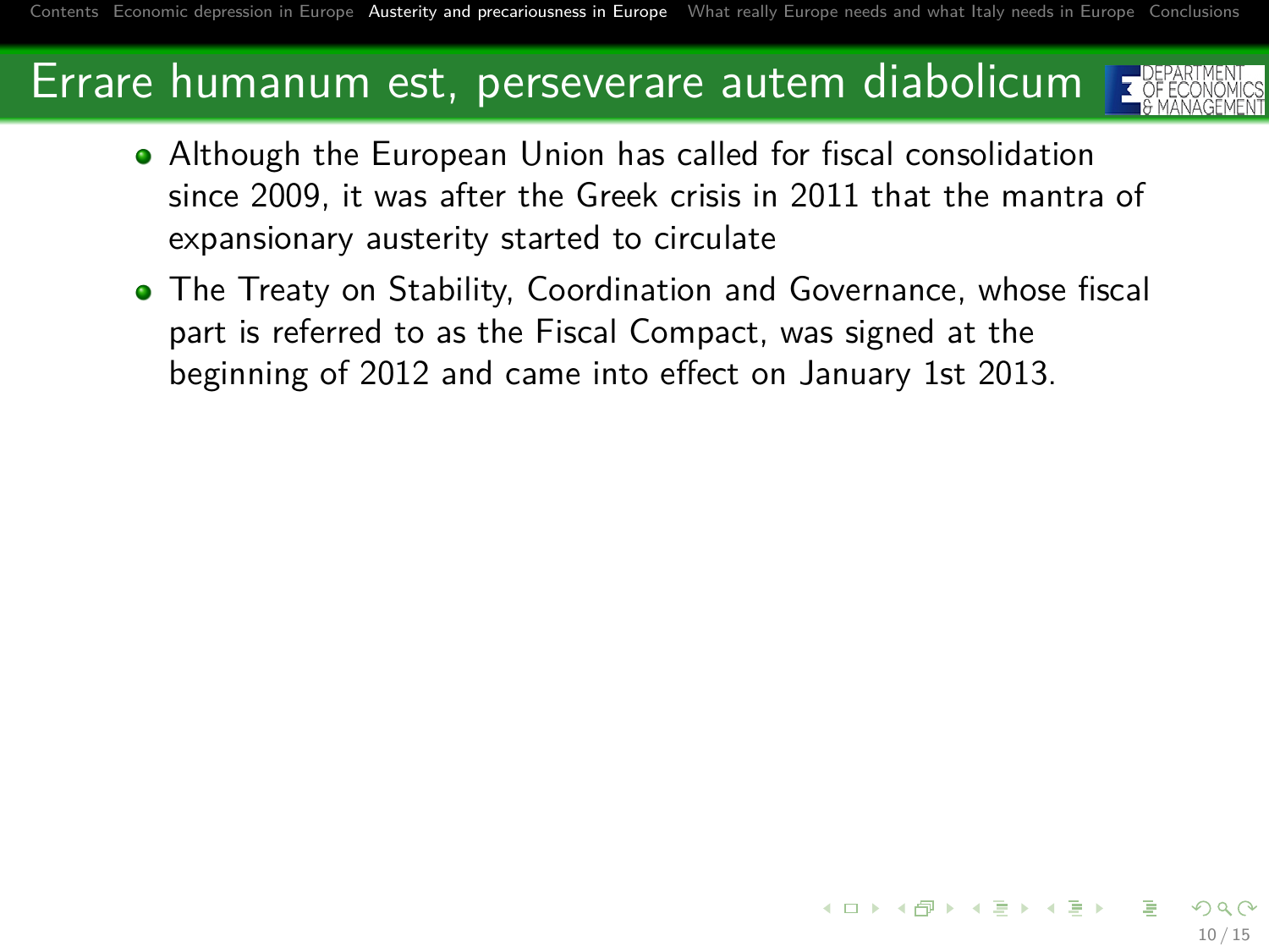# Errare humanum est, perseverare autem diabolicum

- Although the European Union has called for fiscal consolidation since 2009, it was after the Greek crisis in 2011 that the mantra of expansionary austerity started to circulate
- The Treaty on Stability, Coordination and Governance, whose fiscal part is referred to as the Fiscal Compact, was signed at the beginning of 2012 and came into effect on January 1st 2013.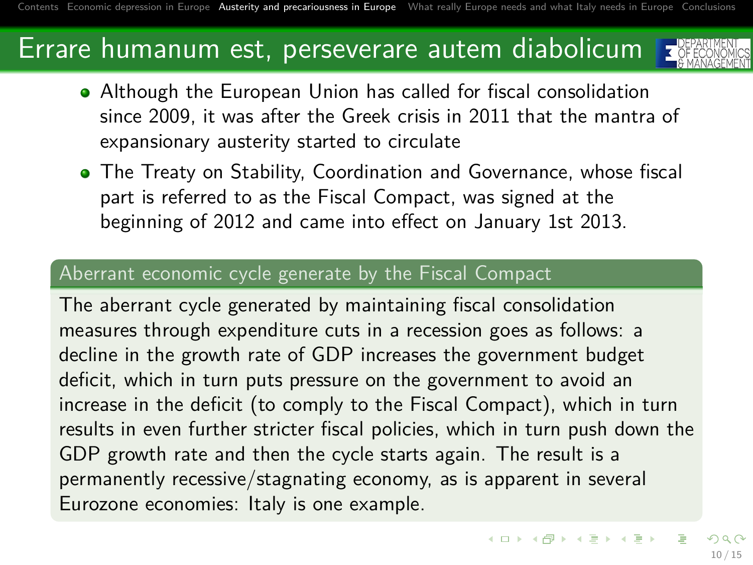# Errare humanum est, perseverare autem diabolicum

- Although the European Union has called for fiscal consolidation since 2009, it was after the Greek crisis in 2011 that the mantra of expansionary austerity started to circulate
- The Treaty on Stability, Coordination and Governance, whose fiscal part is referred to as the Fiscal Compact, was signed at the beginning of 2012 and came into effect on January 1st 2013.

### Aberrant economic cycle generate by the Fiscal Compact

The aberrant cycle generated by maintaining fiscal consolidation measures through expenditure cuts in a recession goes as follows: a decline in the growth rate of GDP increases the government budget deficit, which in turn puts pressure on the government to avoid an increase in the deficit (to comply to the Fiscal Compact), which in turn results in even further stricter fiscal policies, which in turn push down the GDP growth rate and then the cycle starts again. The result is a permanently recessive/stagnating economy, as is apparent in several Eurozone economies: Italy is one example.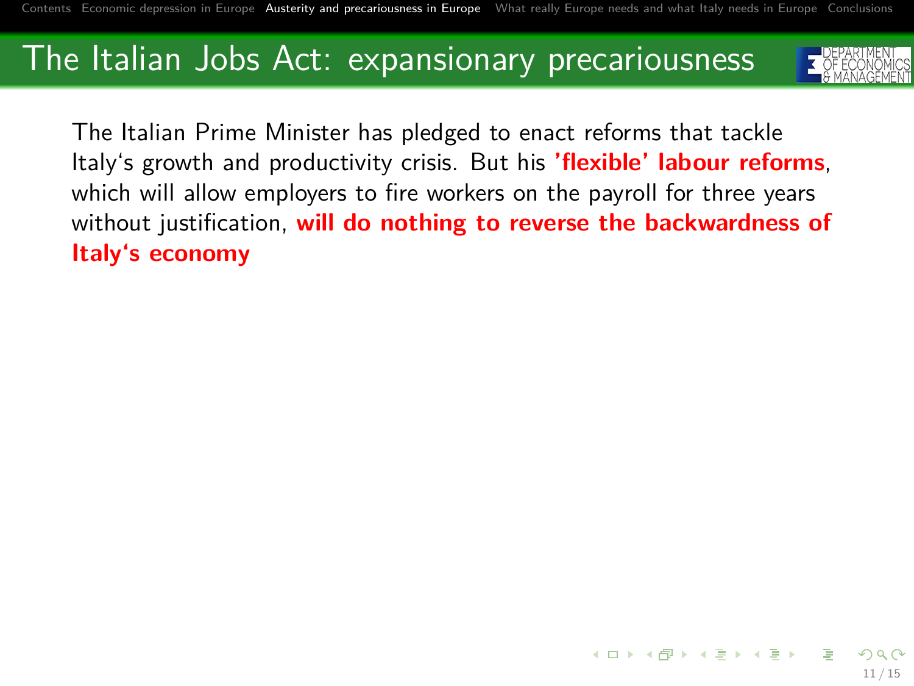## The Italian Jobs Act: expansionary precariousness

The Italian Prime Minister has pledged to enact reforms that tackle Italy‘s growth and productivity crisis. But his **’flexible’ labour reforms**, which will allow employers to fire workers on the payroll for three years without justification, **will do nothing to reverse the backwardness of Italy‘s economy**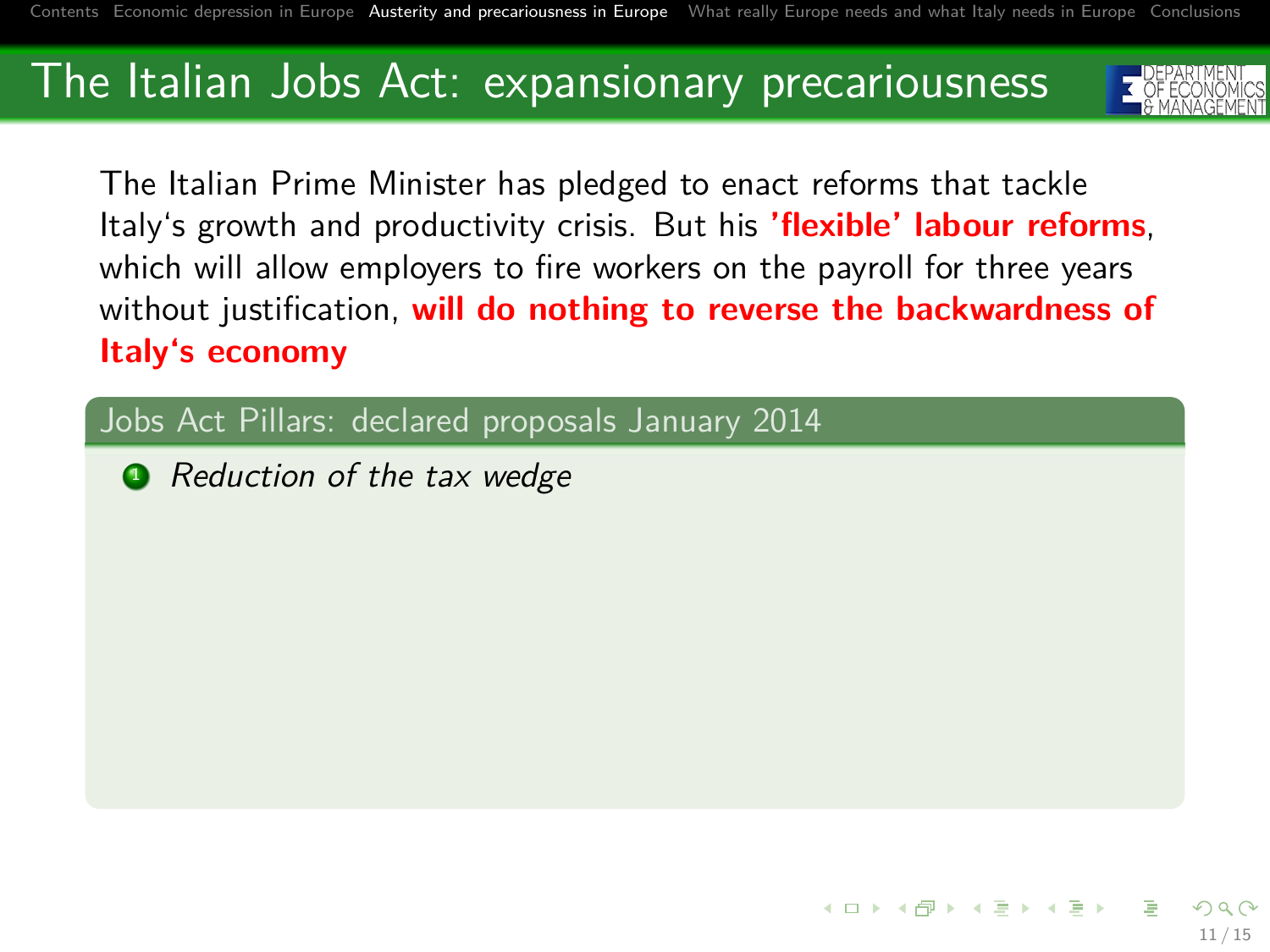# The Italian Jobs Act: expansionary precariousness

The Italian Prime Minister has pledged to enact reforms that tackle Italy's growth and productivity crisis. But his **'flexible' labour reforms**, which will allow employers to fire workers on the payroll for three years without justification, **will do nothing to reverse the backwardness of Italy's economy**

### Jobs Act Pillars: declared proposals January 2014

1. *Reduction of the tax wedge*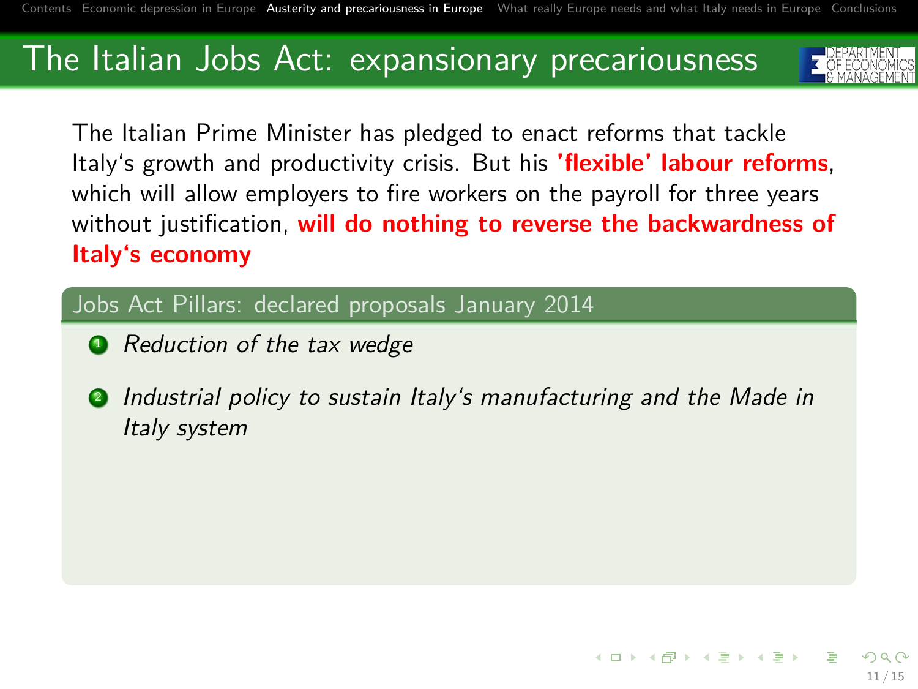# The Italian Jobs Act: expansionary precariousness

The Italian Prime Minister has pledged to enact reforms that tackle Italy's growth and productivity crisis. But his **'flexible' labour reforms**, which will allow employers to fire workers on the payroll for three years without justification, **will do nothing to reverse the backwardness of Italy's economy**

## Jobs Act Pillars: declared proposals January 2014

1. *Reduction of the tax wedge*
2. *Industrial policy to sustain Italy's manufacturing and the Made in Italy system*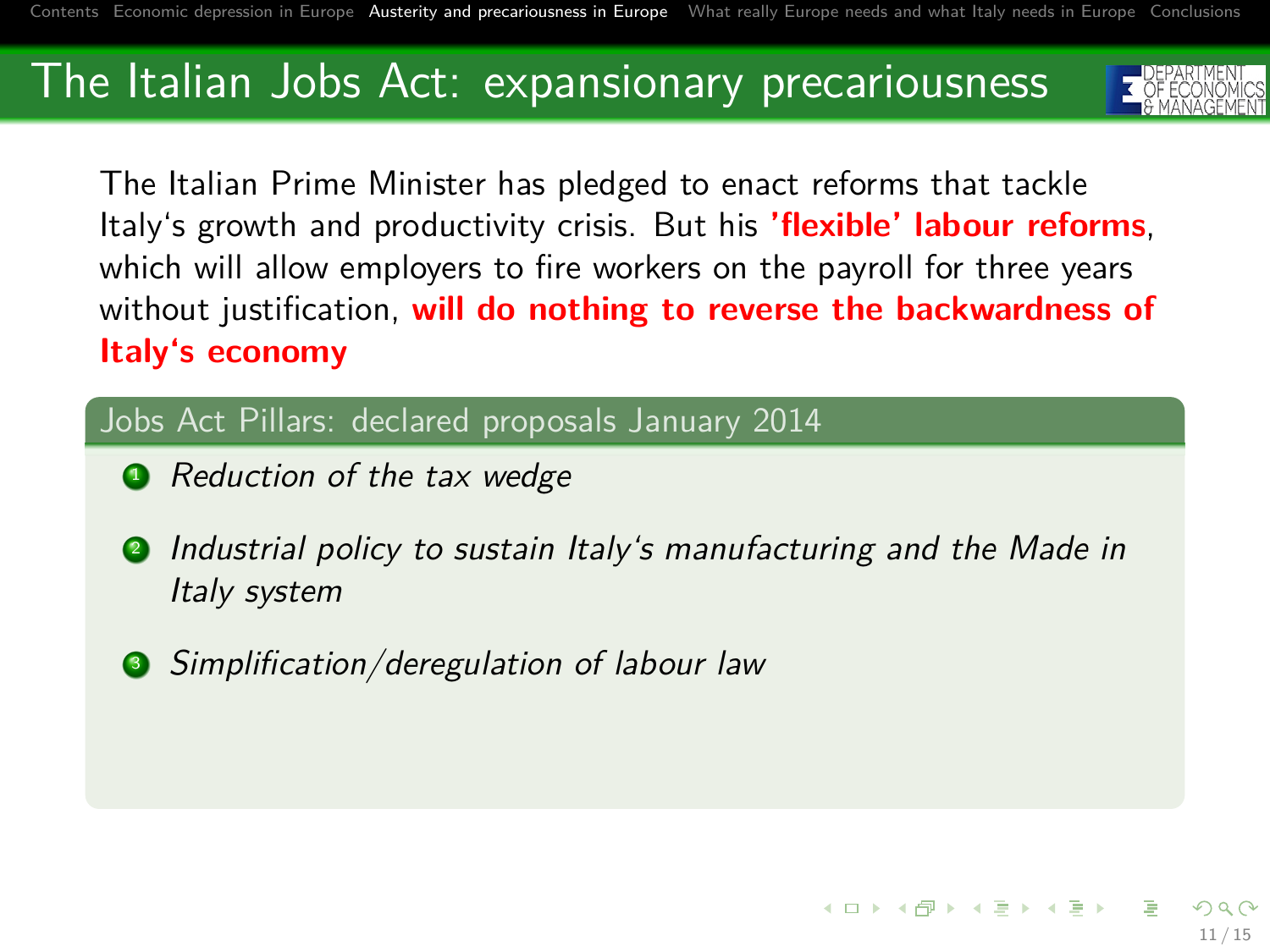# The Italian Jobs Act: expansionary precariousness

The Italian Prime Minister has pledged to enact reforms that tackle Italy's growth and productivity crisis. But his **'flexible' labour reforms**, which will allow employers to fire workers on the payroll for three years without justification, **will do nothing to reverse the backwardness of Italy's economy**

## Jobs Act Pillars: declared proposals January 2014

1. *Reduction of the tax wedge*
2. *Industrial policy to sustain Italy's manufacturing and the Made in Italy system*
3. *Simplification/deregulation of labour law*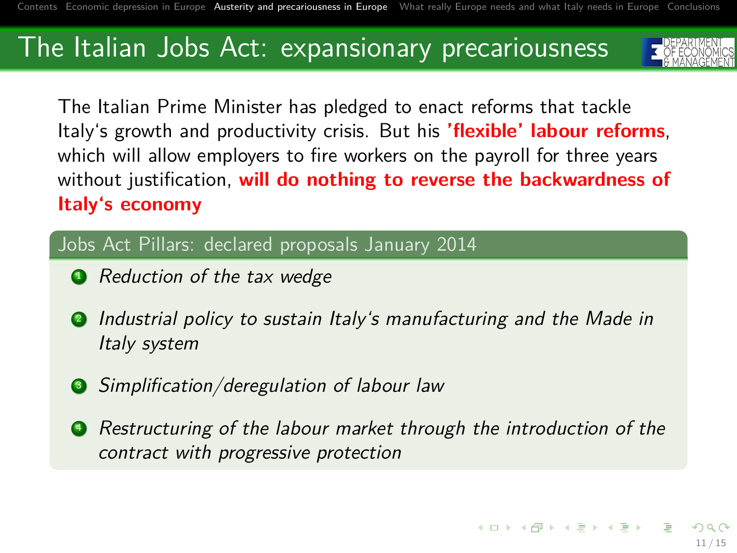# The Italian Jobs Act: expansionary precariousness

The Italian Prime Minister has pledged to enact reforms that tackle Italy‘s growth and productivity crisis. But his **’flexible’ labour reforms**, which will allow employers to fire workers on the payroll for three years without justification, **will do nothing to reverse the backwardness of Italy‘s economy**

## Jobs Act Pillars: declared proposals January 2014

1. *Reduction of the tax wedge*
2. *Industrial policy to sustain Italy‘s manufacturing and the Made in Italy system*
3. *Simplification/deregulation of labour law*
4. *Restructuring of the labour market through the introduction of the contract with progressive protection*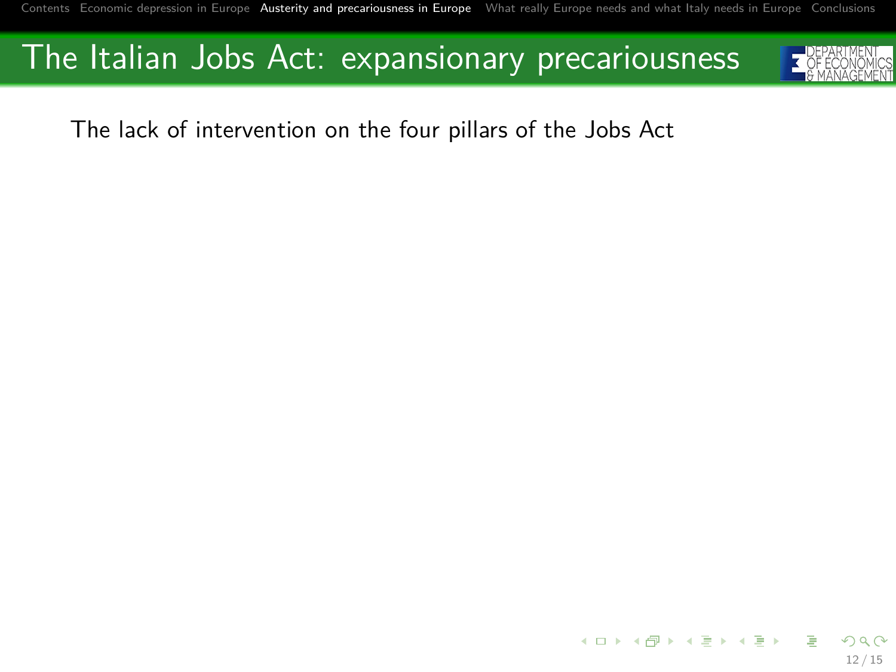## The Italian Jobs Act: expansionary precariousness

The lack of intervention on the four pillars of the Jobs Act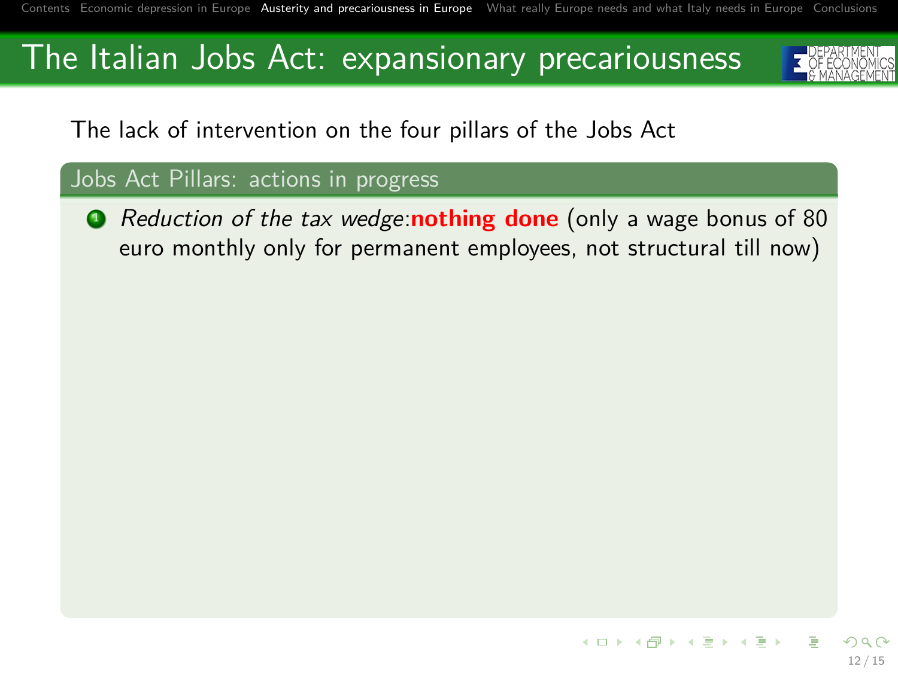# The Italian Jobs Act: expansionary precariousness

The lack of intervention on the four pillars of the Jobs Act

## Jobs Act Pillars: actions in progress

1. *Reduction of the tax wedge*:**nothing done** (only a wage bonus of 80 euro monthly only for permanent employees, not structural till now)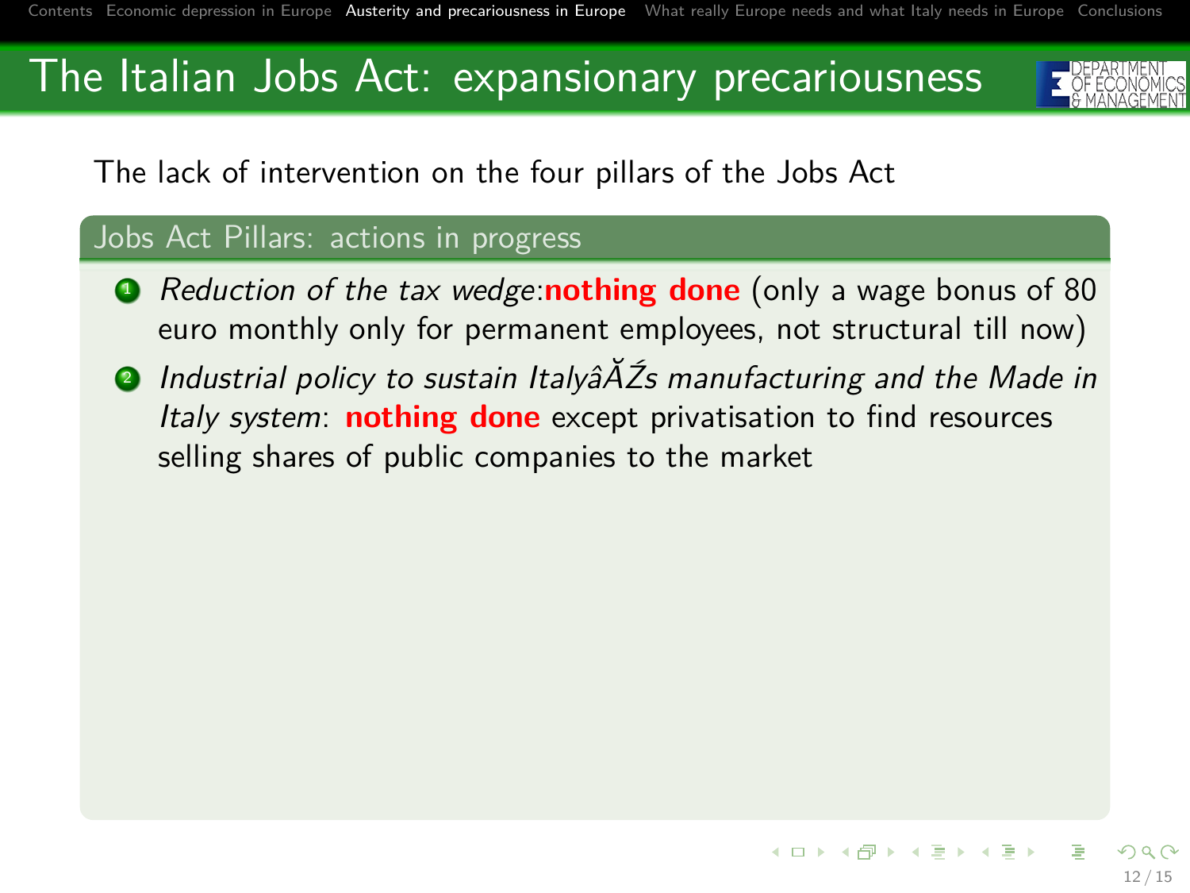# The Italian Jobs Act: expansionary precariousness

The lack of intervention on the four pillars of the Jobs Act

## Jobs Act Pillars: actions in progress

1. *Reduction of the tax wedge*:**nothing done** (only a wage bonus of 80 euro monthly only for permanent employees, not structural till now)
2. *Industrial policy to sustain ItalyâĂŹs manufacturing and the Made in Italy system*: **nothing done** except privatisation to find resources selling shares of public companies to the market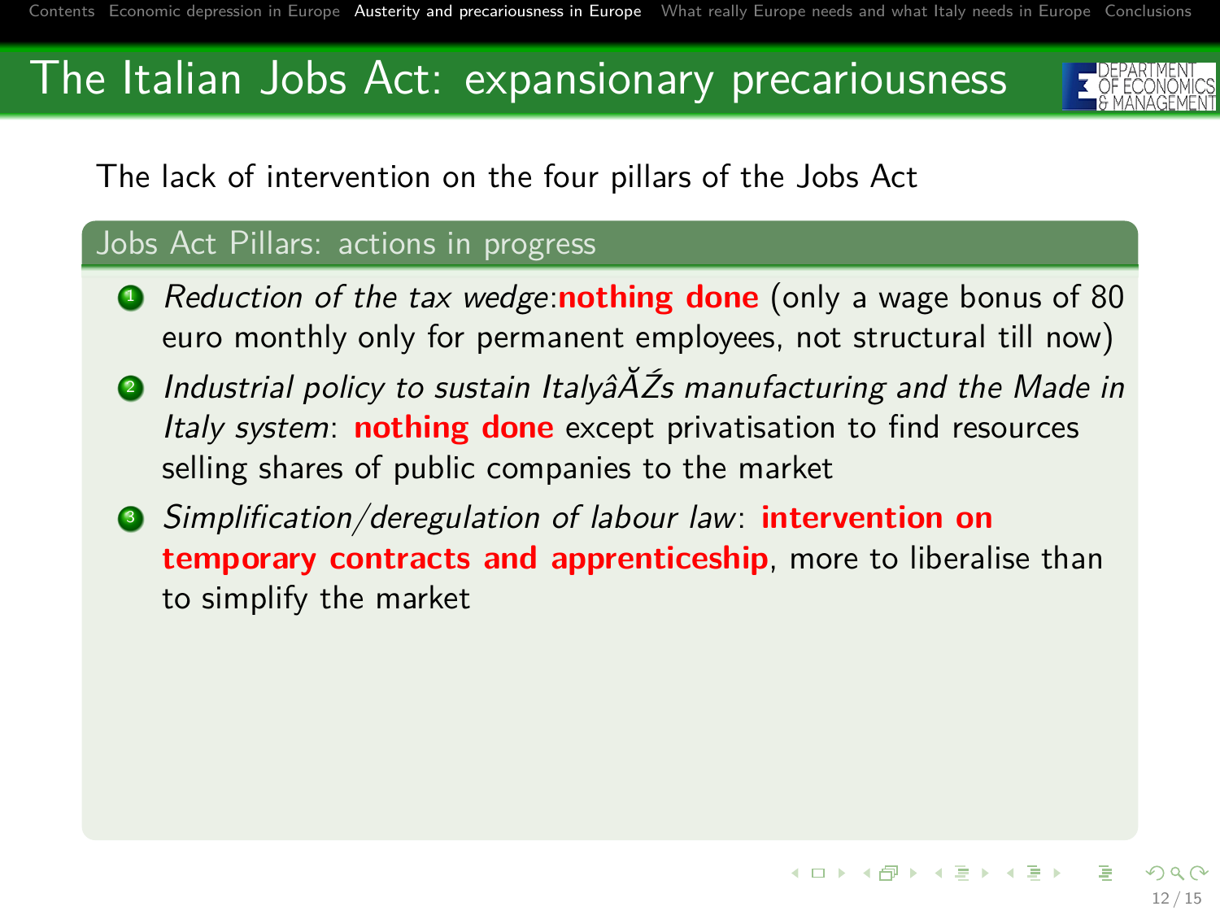# The Italian Jobs Act: expansionary precariousness

The lack of intervention on the four pillars of the Jobs Act

## Jobs Act Pillars: actions in progress

1. *Reduction of the tax wedge*:**nothing done** (only a wage bonus of 80 euro monthly only for permanent employees, not structural till now)
2. *Industrial policy to sustain ItalyâĂŹs manufacturing and the Made in Italy system*: **nothing done** except privatisation to find resources selling shares of public companies to the market
3. *Simplification/deregulation of labour law*: **intervention on temporary contracts and apprenticeship**, more to liberalise than to simplify the market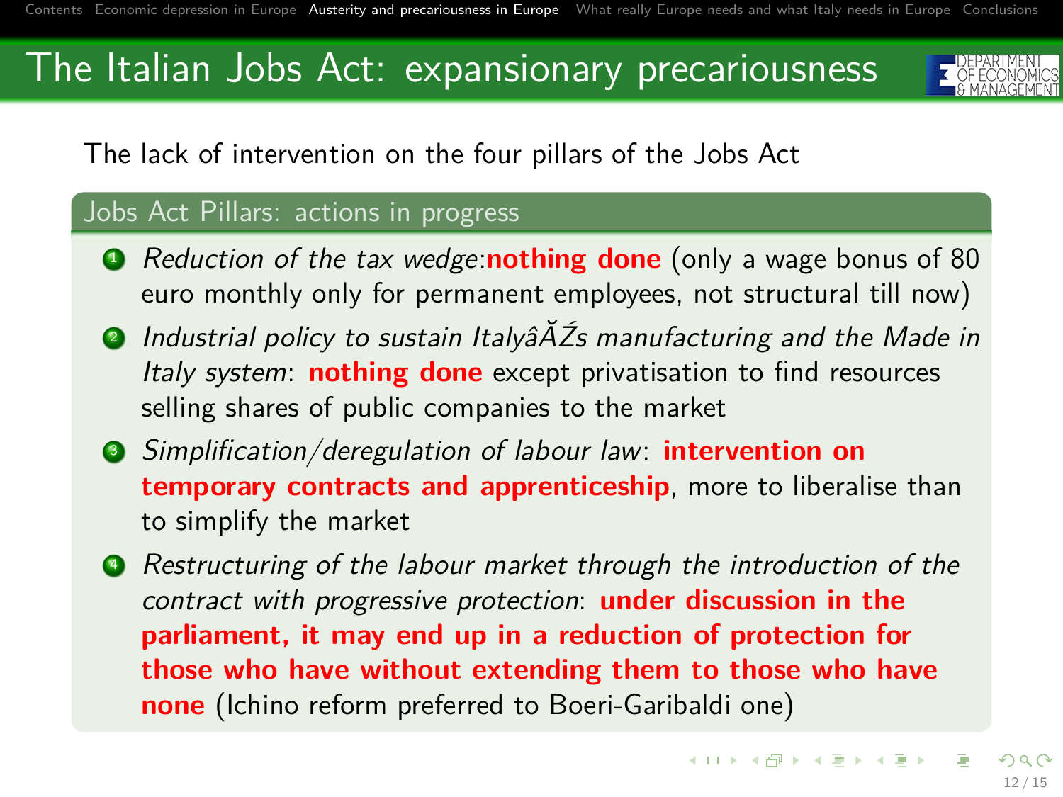# The Italian Jobs Act: expansionary precariousness

The lack of intervention on the four pillars of the Jobs Act

## Jobs Act Pillars: actions in progress

1. *Reduction of the tax wedge*:**nothing done** (only a wage bonus of 80 euro monthly only for permanent employees, not structural till now)
2. *Industrial policy to sustain ItalyâĂŹs manufacturing and the Made in Italy system*: **nothing done** except privatisation to find resources selling shares of public companies to the market
3. *Simplification/deregulation of labour law*: **intervention on temporary contracts and apprenticeship**, more to liberalise than to simplify the market
4. *Restructuring of the labour market through the introduction of the contract with progressive protection*: **under discussion in the parliament, it may end up in a reduction of protection for those who have without extending them to those who have none** (Ichino reform preferred to Boeri-Garibaldi one)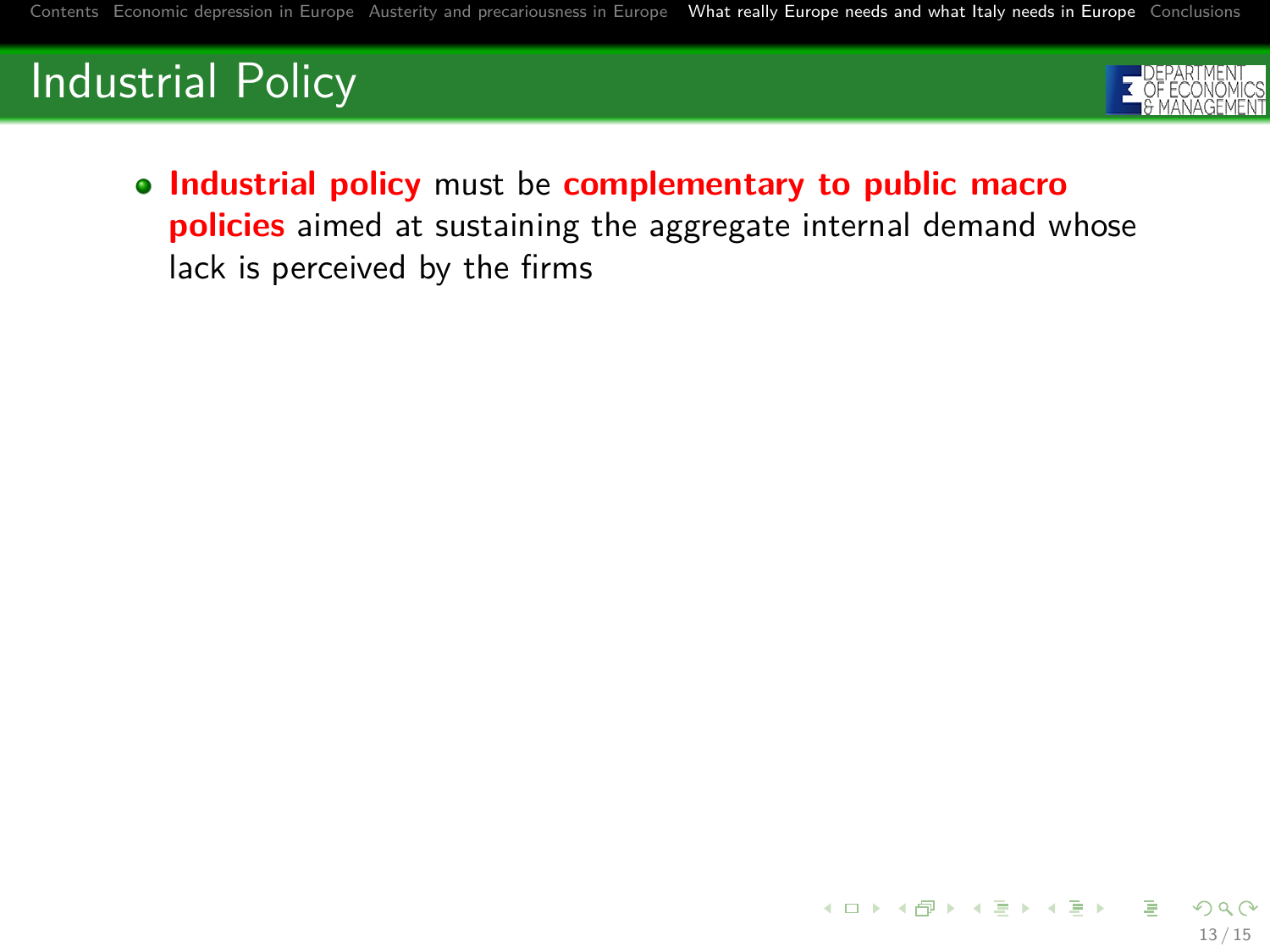# Industrial Policy

- **Industrial policy** must be **complementary to public macro policies** aimed at sustaining the aggregate internal demand whose lack is perceived by the firms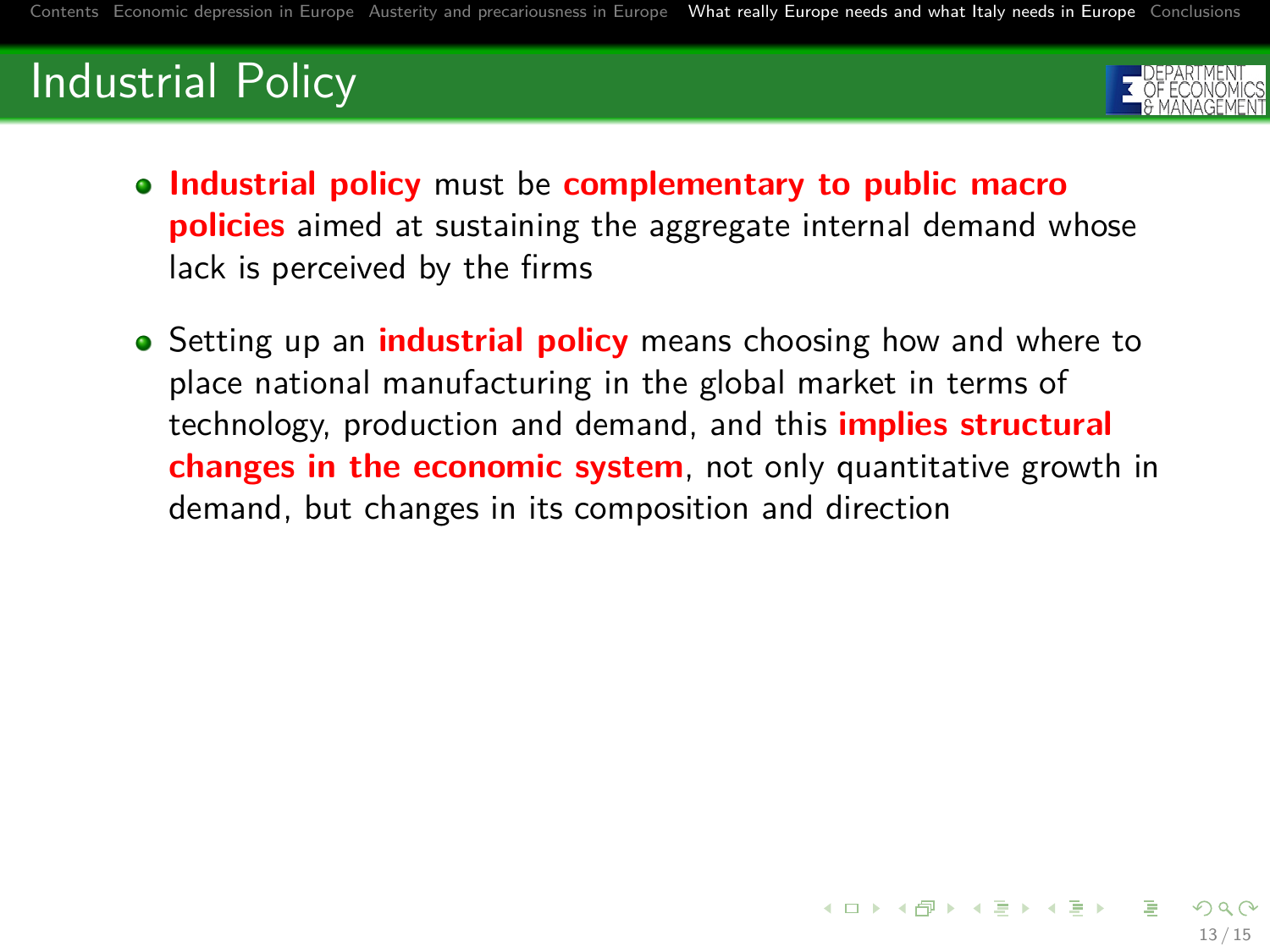# Industrial Policy

- **Industrial policy** must be **complementary to public macro policies** aimed at sustaining the aggregate internal demand whose lack is perceived by the firms
- Setting up an **industrial policy** means choosing how and where to place national manufacturing in the global market in terms of technology, production and demand, and this **implies structural changes in the economic system**, not only quantitative growth in demand, but changes in its composition and direction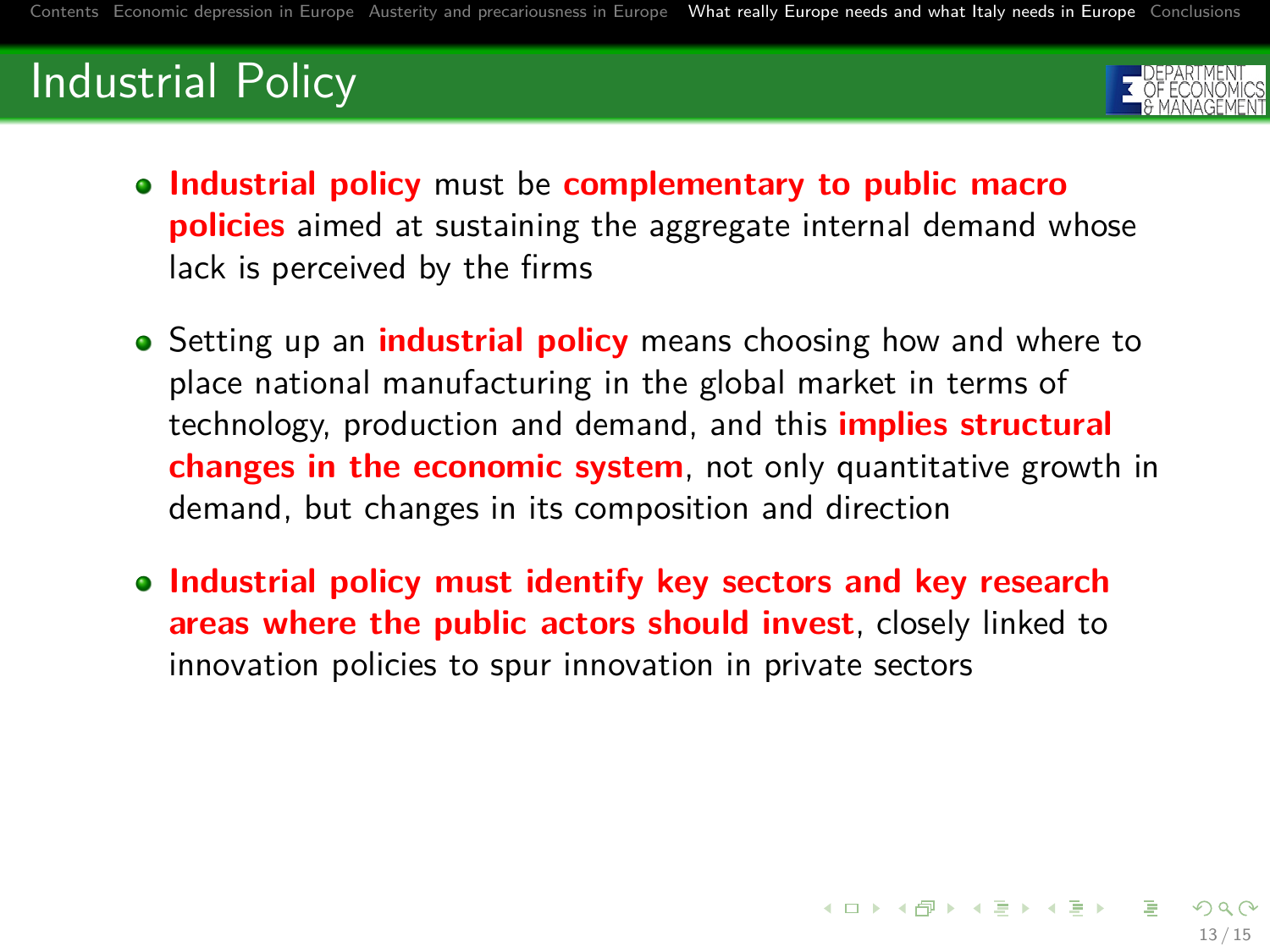# Industrial Policy

- **Industrial policy** must be **complementary to public macro policies** aimed at sustaining the aggregate internal demand whose lack is perceived by the firms
- Setting up an **industrial policy** means choosing how and where to place national manufacturing in the global market in terms of technology, production and demand, and this **implies structural changes in the economic system**, not only quantitative growth in demand, but changes in its composition and direction
- **Industrial policy must identify key sectors and key research areas where the public actors should invest**, closely linked to innovation policies to spur innovation in private sectors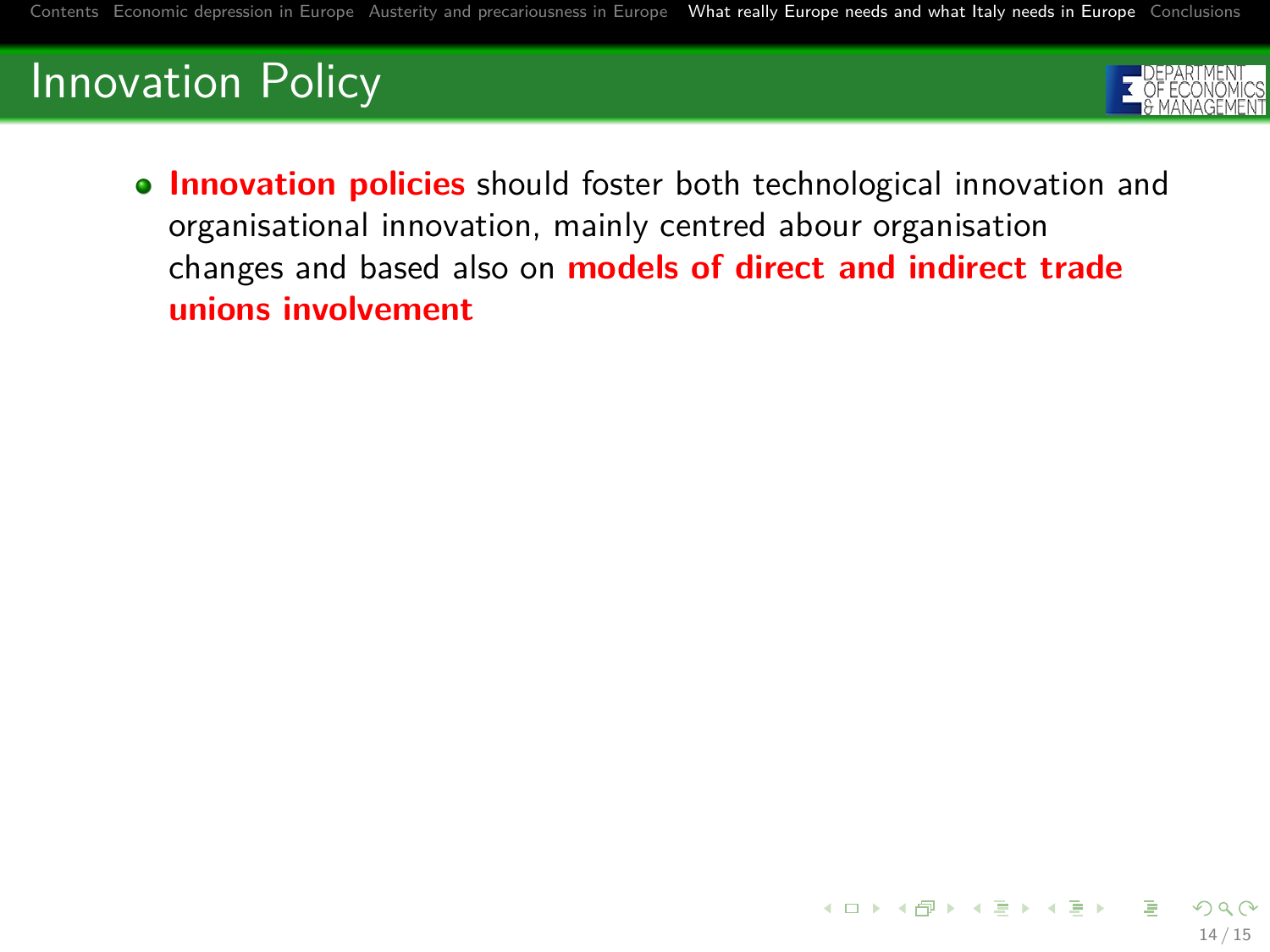# Innovation Policy

- **Innovation policies** should foster both technological innovation and organisational innovation, mainly centred abour organisation changes and based also on **models of direct and indirect trade unions involvement**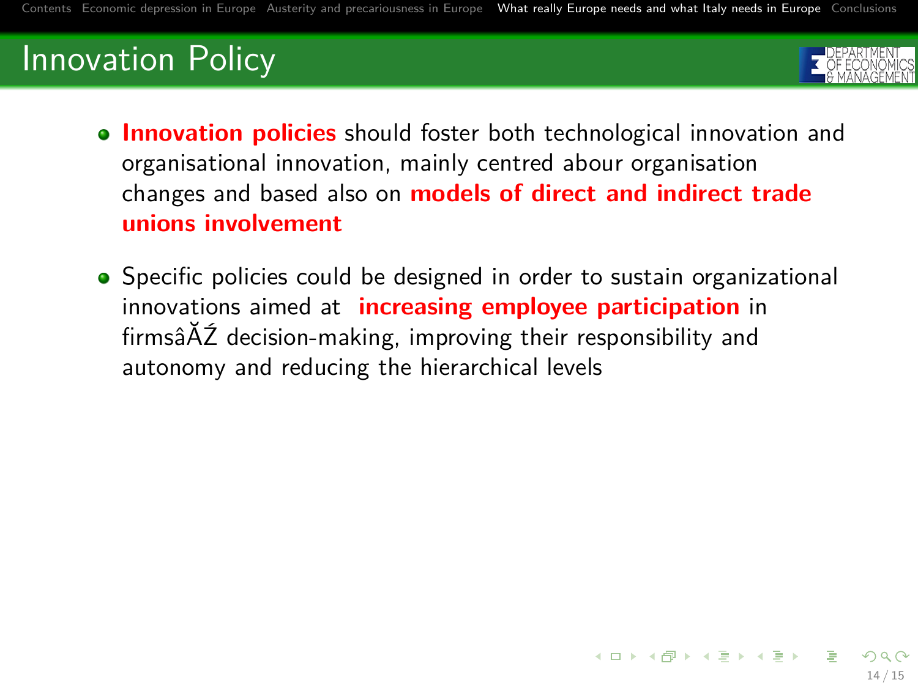# Innovation Policy

- **Innovation policies** should foster both technological innovation and organisational innovation, mainly centred abour organisation changes and based also on **models of direct and indirect trade unions involvement**
- Specific policies could be designed in order to sustain organizational innovations aimed at **increasing employee participation** in firmsâĂŹ decision-making, improving their responsibility and autonomy and reducing the hierarchical levels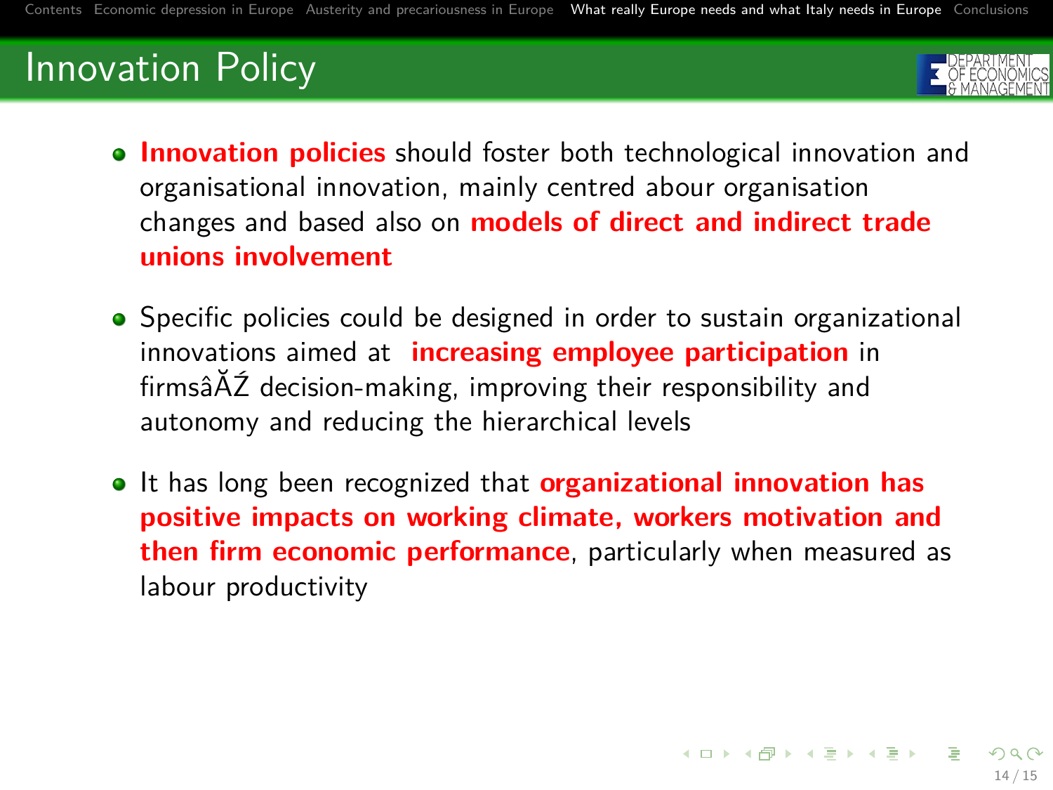# Innovation Policy

- **Innovation policies** should foster both technological innovation and organisational innovation, mainly centred abour organisation changes and based also on **models of direct and indirect trade unions involvement**
- Specific policies could be designed in order to sustain organizational innovations aimed at **increasing employee participation** in firmsâĂŹ decision-making, improving their responsibility and autonomy and reducing the hierarchical levels
- It has long been recognized that **organizational innovation has positive impacts on working climate, workers motivation and then firm economic performance**, particularly when measured as labour productivity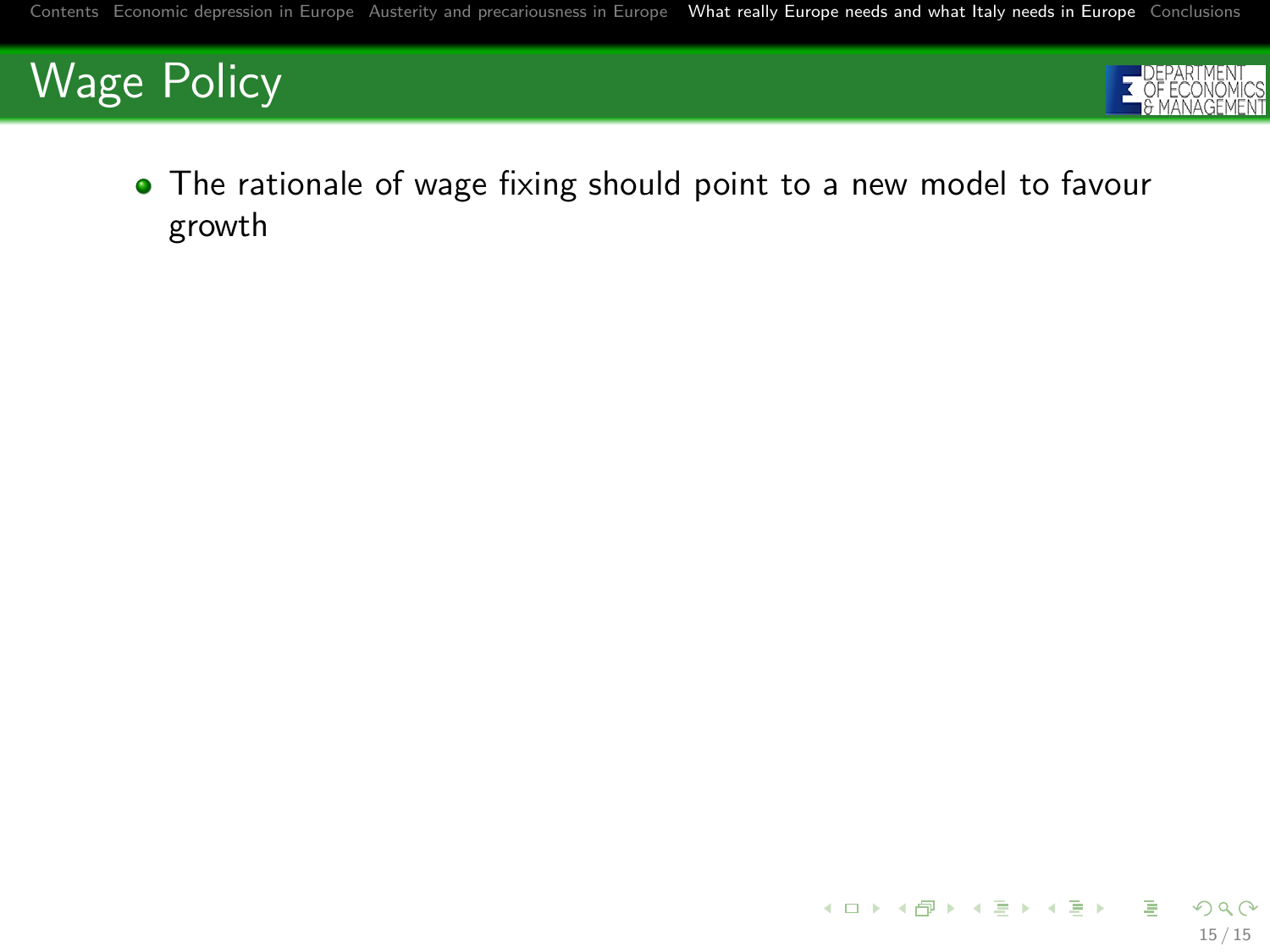## Wage Policy

- The rationale of wage fixing should point to a new model to favour growth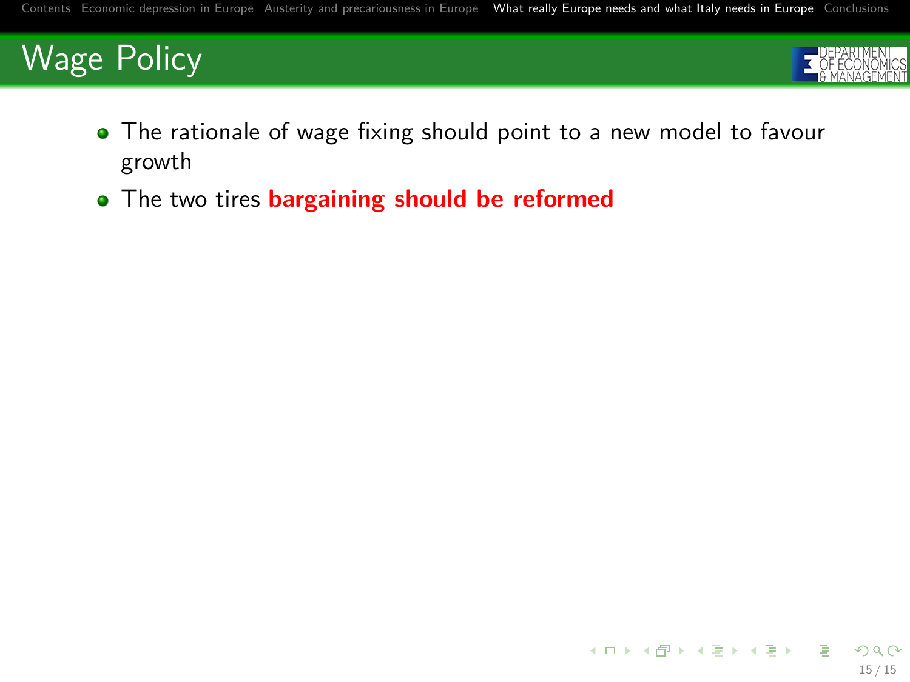# Wage Policy

- The rationale of wage fixing should point to a new model to favour growth
- The two tires **bargaining should be reformed**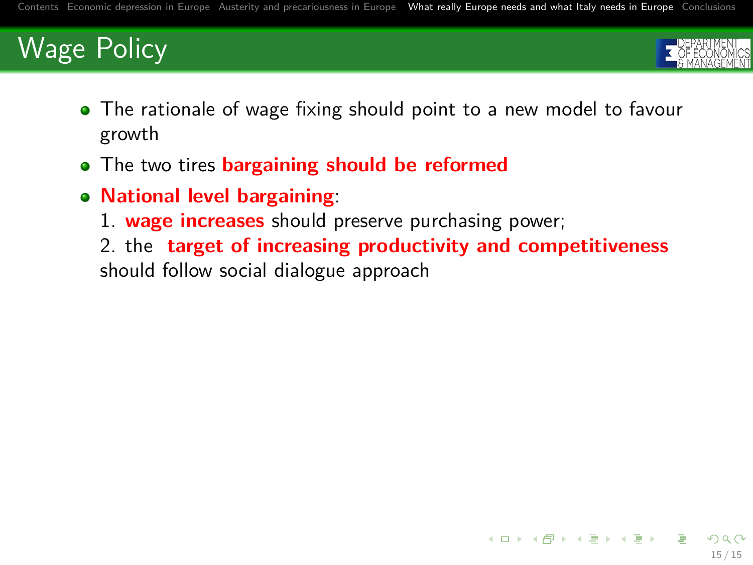# Wage Policy

- The rationale of wage fixing should point to a new model to favour growth
- The two tires **bargaining should be reformed**
- **National level bargaining**:
  1. **wage increases** should preserve purchasing power;
  2. the **target of increasing productivity and competitiveness** should follow social dialogue approach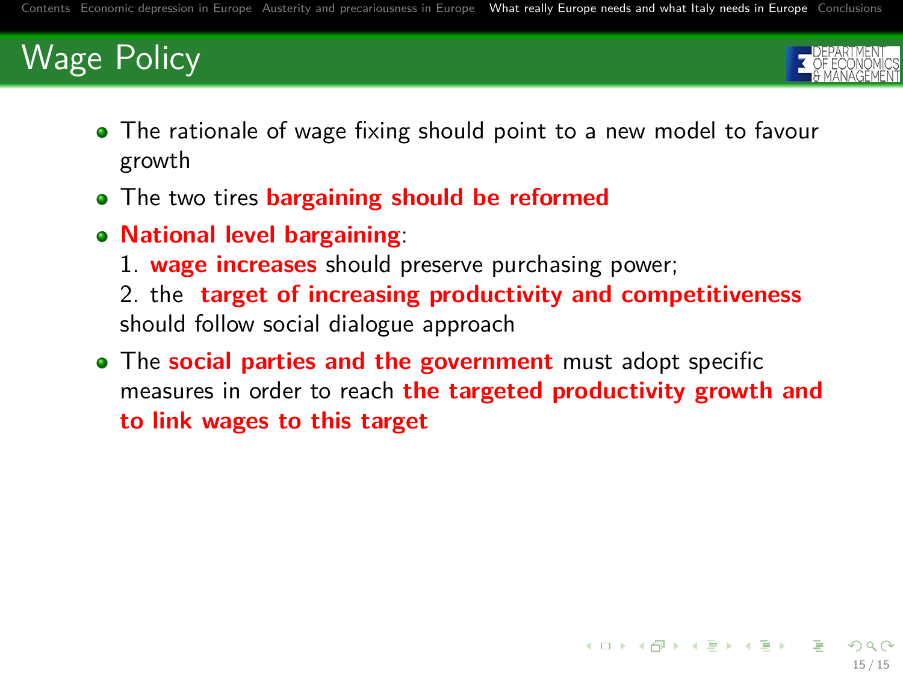# Wage Policy

- The rationale of wage fixing should point to a new model to favour growth
- The two tires **bargaining should be reformed**
- **National level bargaining**:
  1. **wage increases** should preserve purchasing power;
  2. the **target of increasing productivity and competitiveness** should follow social dialogue approach
- The **social parties and the government** must adopt specific measures in order to reach **the targeted productivity growth and to link wages to this target**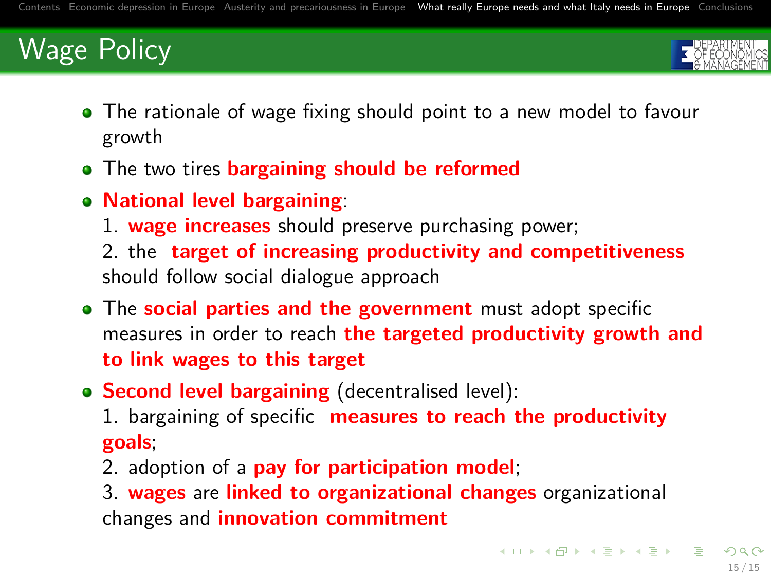## Wage Policy

- The rationale of wage fixing should point to a new model to favour growth
- The two tires **bargaining should be reformed**
- **National level bargaining**:
  1. **wage increases** should preserve purchasing power;
  2. the **target of increasing productivity and competitiveness** should follow social dialogue approach
- The **social parties and the government** must adopt specific measures in order to reach **the targeted productivity growth and to link wages to this target**
- **Second level bargaining** (decentralised level):
  1. bargaining of specific **measures to reach the productivity goals**;
  2. adoption of a **pay for participation model**;
  3. **wages** are **linked to organizational changes** organizational changes and **innovation commitment**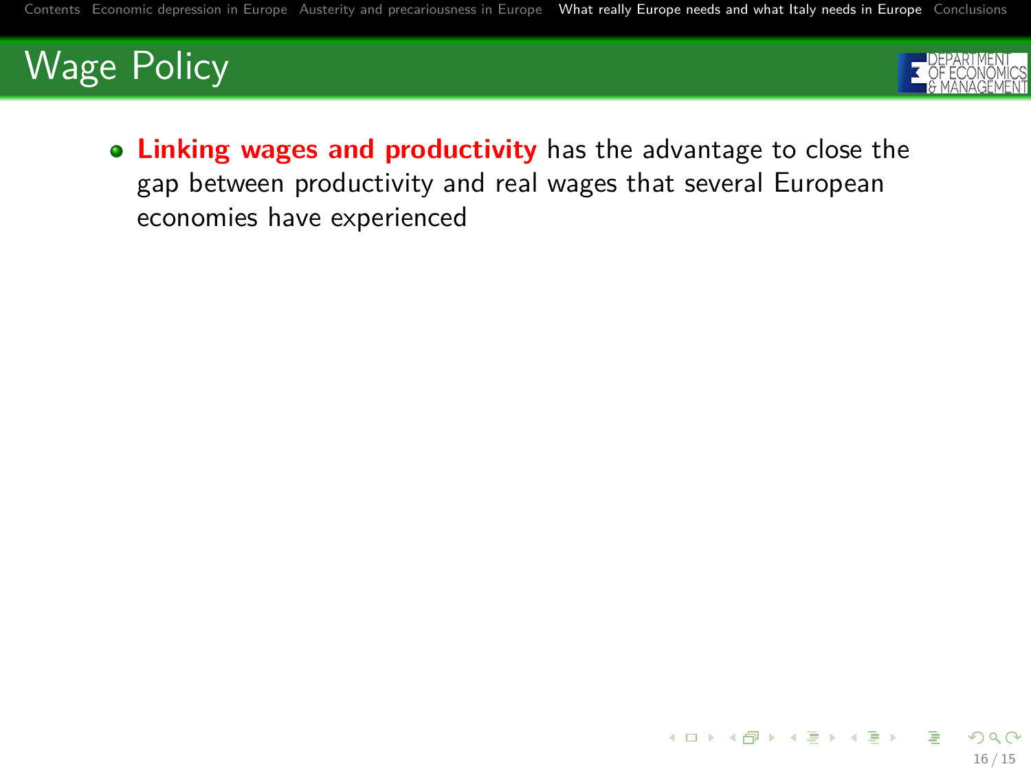# Wage Policy

- **Linking wages and productivity** has the advantage to close the gap between productivity and real wages that several European economies have experienced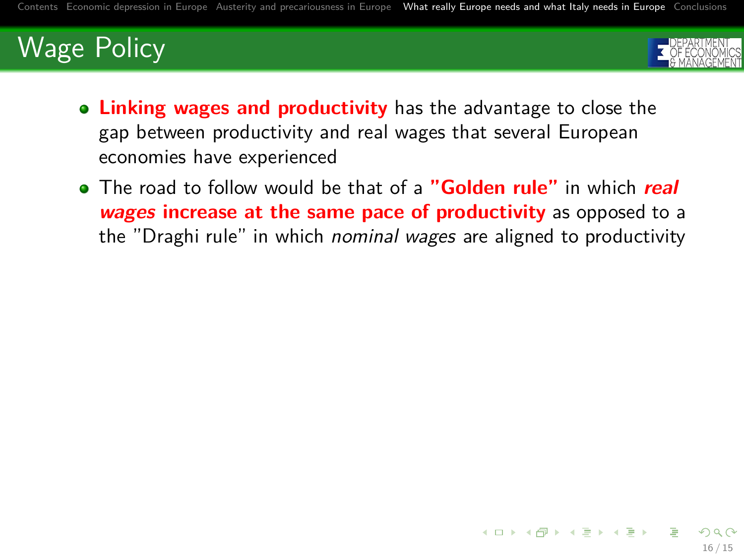# Wage Policy

- **Linking wages and productivity** has the advantage to close the gap between productivity and real wages that several European economies have experienced
- The road to follow would be that of a **"Golden rule"** in which ***real wages* increase at the same pace of productivity** as opposed to a the "Draghi rule" in which *nominal wages* are aligned to productivity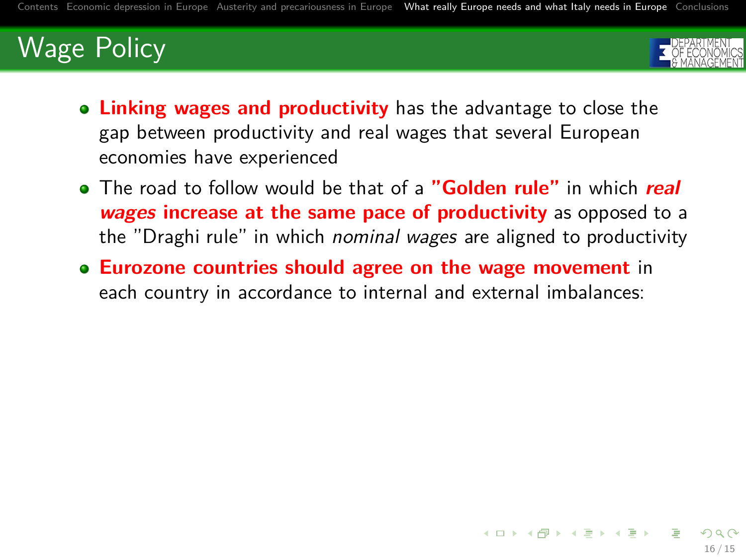# Wage Policy

- **Linking wages and productivity** has the advantage to close the gap between productivity and real wages that several European economies have experienced
- The road to follow would be that of a **"Golden rule"** in which ***real wages* increase at the same pace of productivity** as opposed to a the "Draghi rule" in which *nominal wages* are aligned to productivity
- **Eurozone countries should agree on the wage movement** in each country in accordance to internal and external imbalances: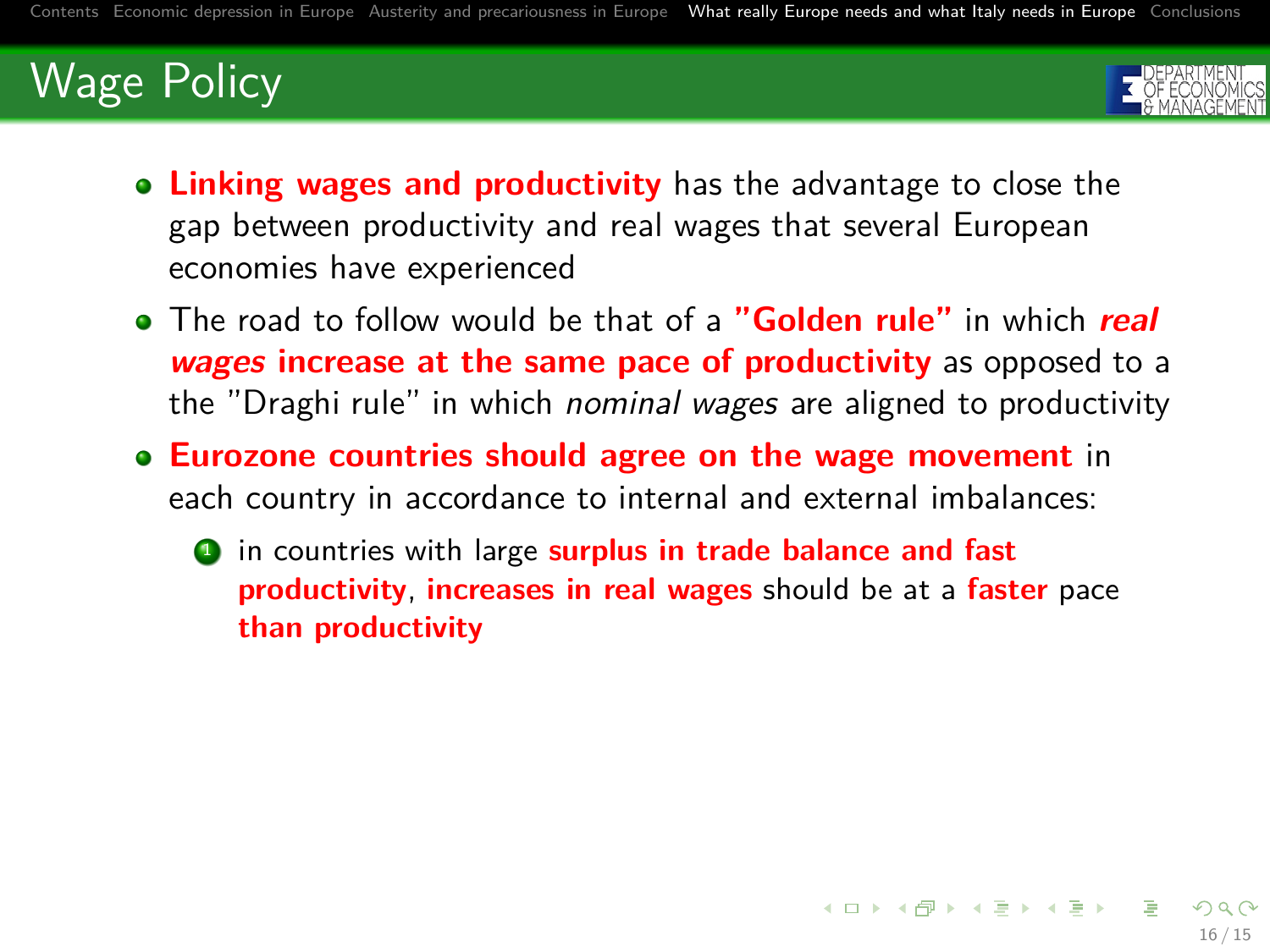# Wage Policy

- **Linking wages and productivity** has the advantage to close the gap between productivity and real wages that several European economies have experienced
- The road to follow would be that of a **"Golden rule"** in which ***real wages* increase at the same pace of productivity** as opposed to a the "Draghi rule" in which *nominal wages* are aligned to productivity
- **Eurozone countries should agree on the wage movement** in each country in accordance to internal and external imbalances:
  1. in countries with large **surplus in trade balance and fast productivity**, **increases in real wages** should be at a **faster** pace **than productivity**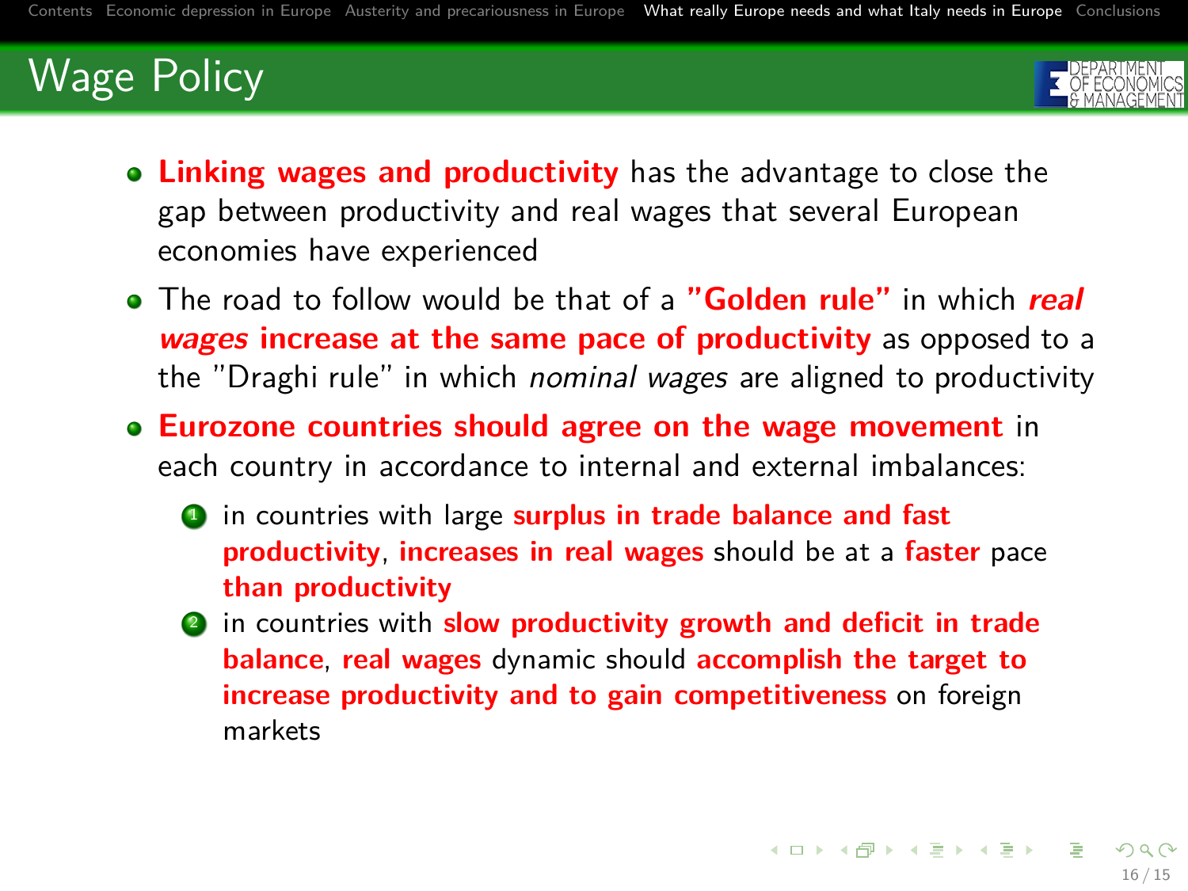# Wage Policy

- **Linking wages and productivity** has the advantage to close the gap between productivity and real wages that several European economies have experienced
- The road to follow would be that of a **"Golden rule"** in which ***real wages*** **increase at the same pace of productivity** as opposed to a the "Draghi rule" in which *nominal wages* are aligned to productivity
- **Eurozone countries should agree on the wage movement** in each country in accordance to internal and external imbalances:
  1. in countries with large **surplus in trade balance and fast productivity**, **increases in real wages** should be at a **faster** pace **than productivity**
  2. in countries with **slow productivity growth and deficit in trade balance**, **real wages** dynamic should **accomplish the target to increase productivity and to gain competitiveness** on foreign markets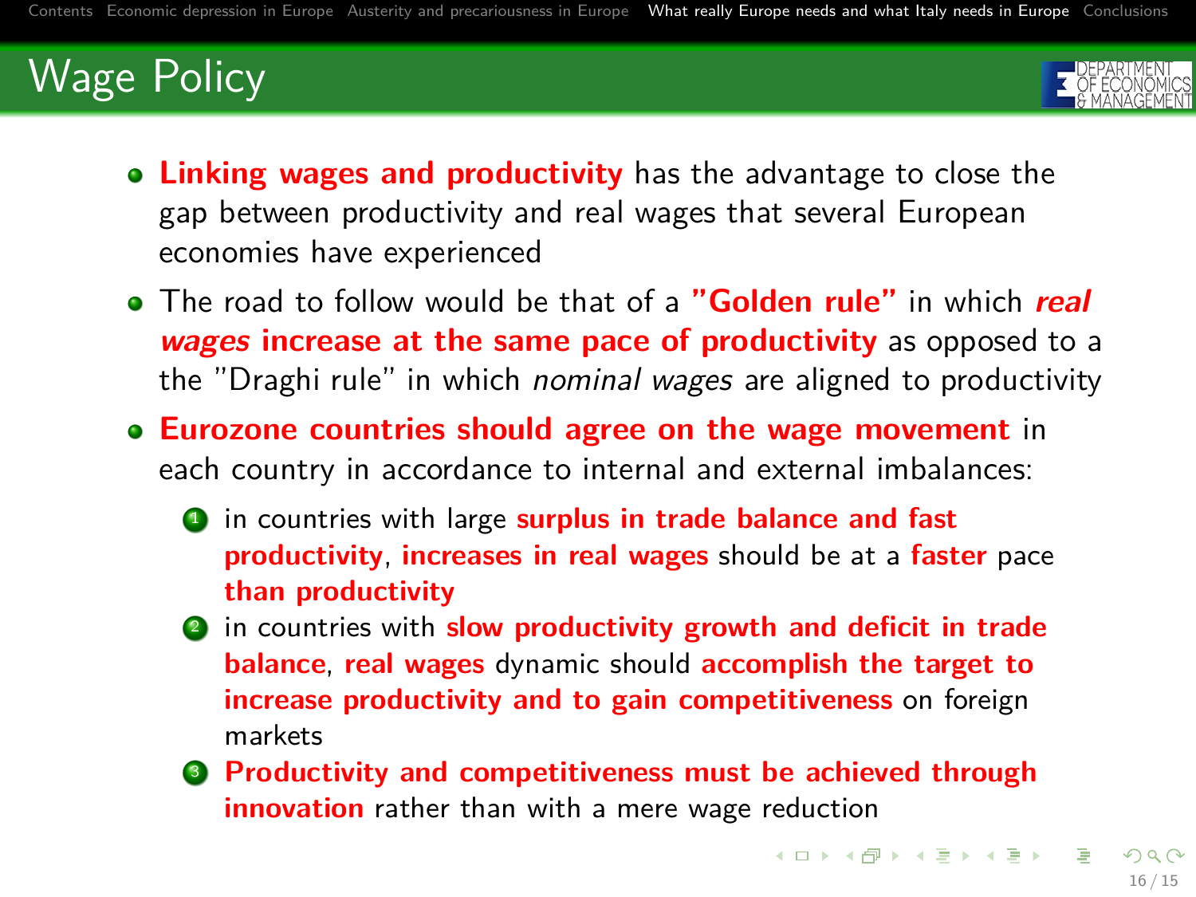# Wage Policy

- **Linking wages and productivity** has the advantage to close the gap between productivity and real wages that several European economies have experienced
- The road to follow would be that of a **"Golden rule"** in which ***real wages* increase at the same pace of productivity** as opposed to a the "Draghi rule" in which *nominal wages* are aligned to productivity
- **Eurozone countries should agree on the wage movement** in each country in accordance to internal and external imbalances:
  1. in countries with large **surplus in trade balance and fast productivity**, **increases in real wages** should be at a **faster** pace **than productivity**
  2. in countries with **slow productivity growth and deficit in trade balance**, **real wages** dynamic should **accomplish the target to increase productivity and to gain competitiveness** on foreign markets
  3. **Productivity and competitiveness must be achieved through innovation** rather than with a mere wage reduction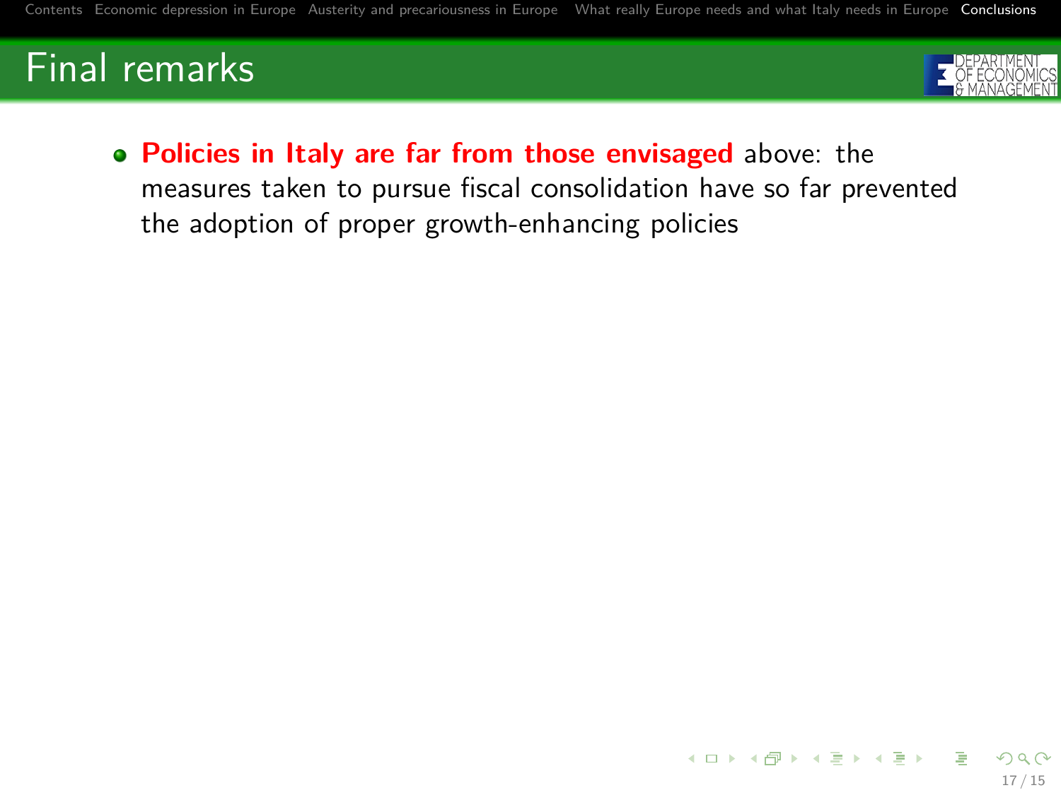# Final remarks

- **Policies in Italy are far from those envisaged** above: the measures taken to pursue fiscal consolidation have so far prevented the adoption of proper growth-enhancing policies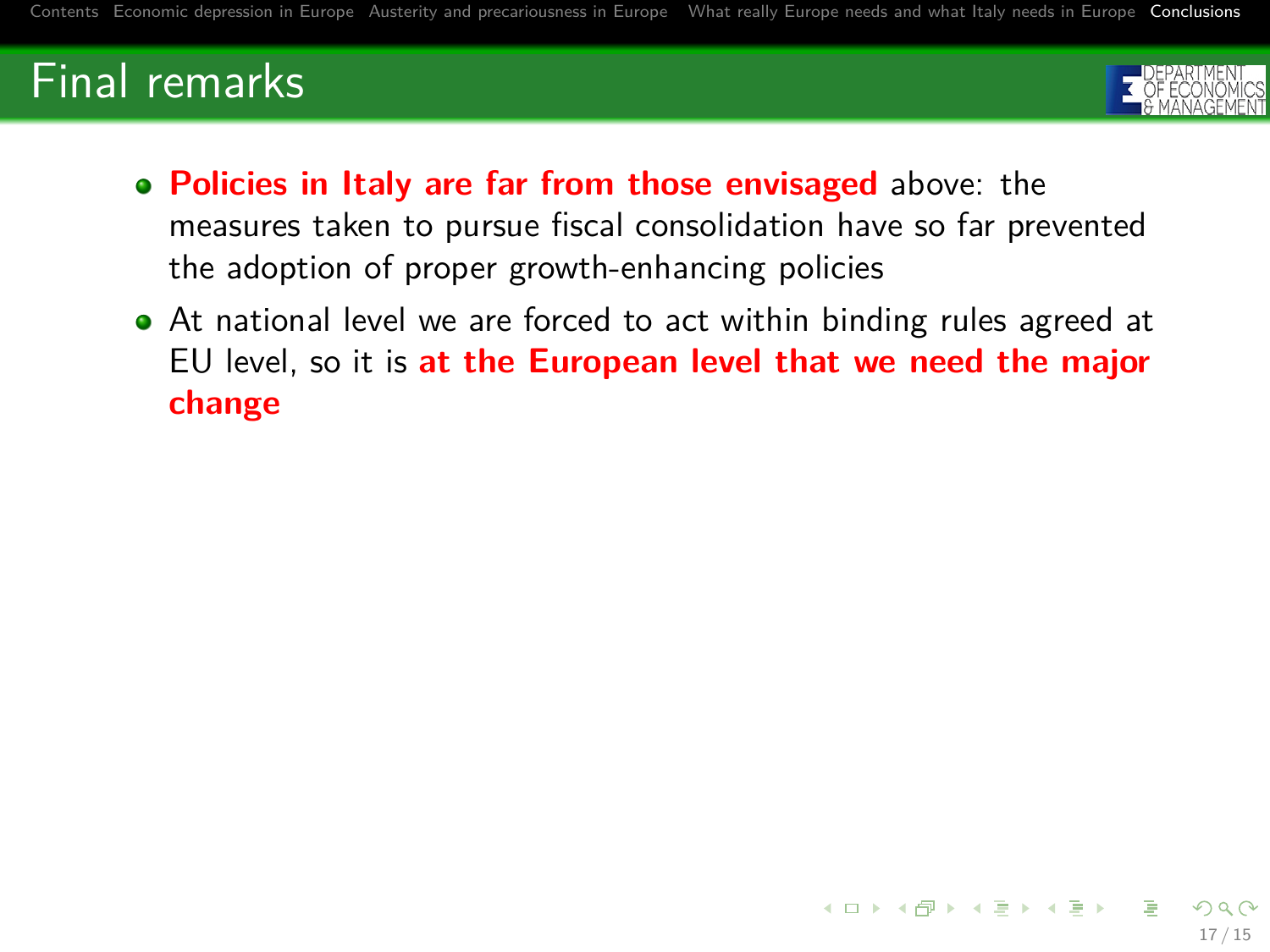# Final remarks

- **Policies in Italy are far from those envisaged** above: the measures taken to pursue fiscal consolidation have so far prevented the adoption of proper growth-enhancing policies
- At national level we are forced to act within binding rules agreed at EU level, so it is **at the European level that we need the major change**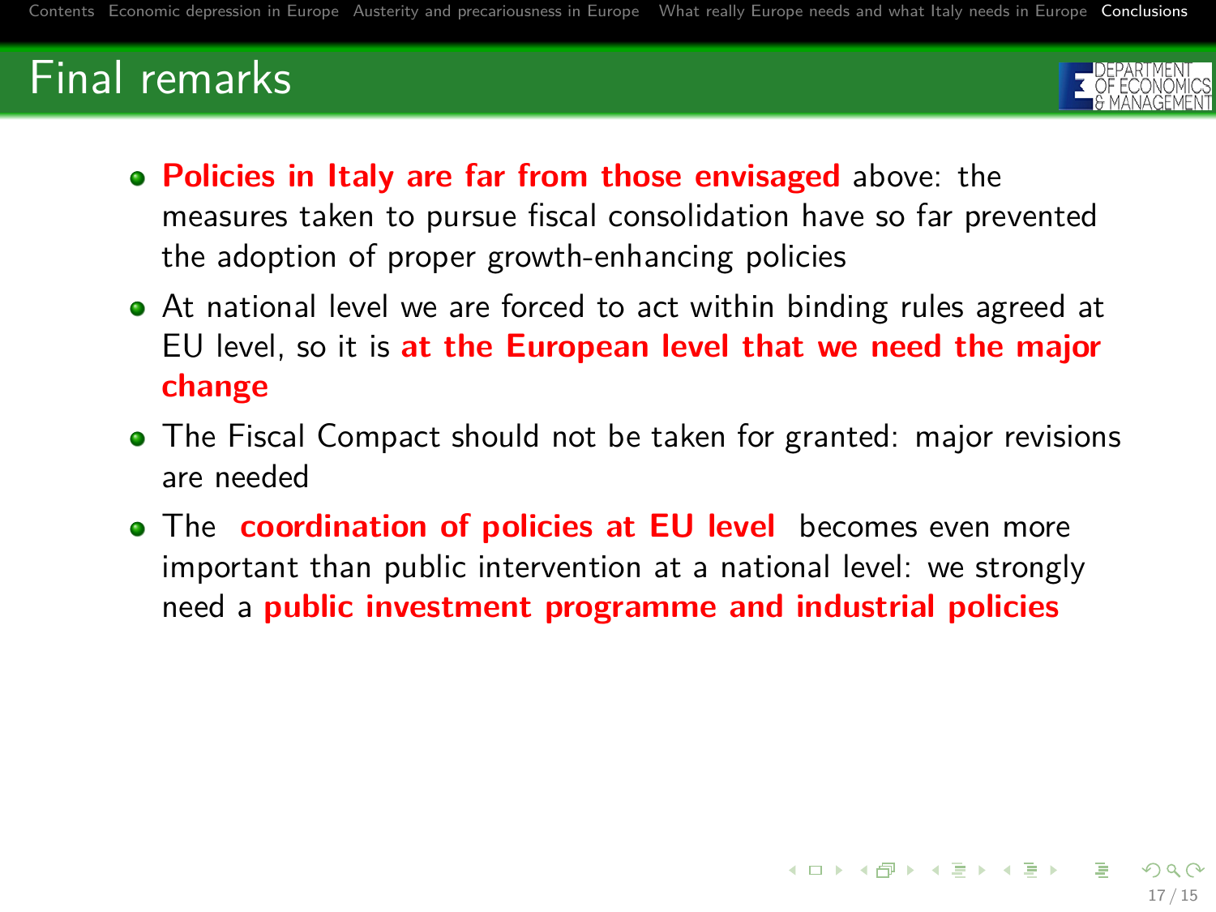## Final remarks

- **Policies in Italy are far from those envisaged** above: the measures taken to pursue fiscal consolidation have so far prevented the adoption of proper growth-enhancing policies
- At national level we are forced to act within binding rules agreed at EU level, so it is **at the European level that we need the major change**
- The Fiscal Compact should not be taken for granted: major revisions are needed
- The **coordination of policies at EU level** becomes even more important than public intervention at a national level: we strongly need a **public investment programme and industrial policies**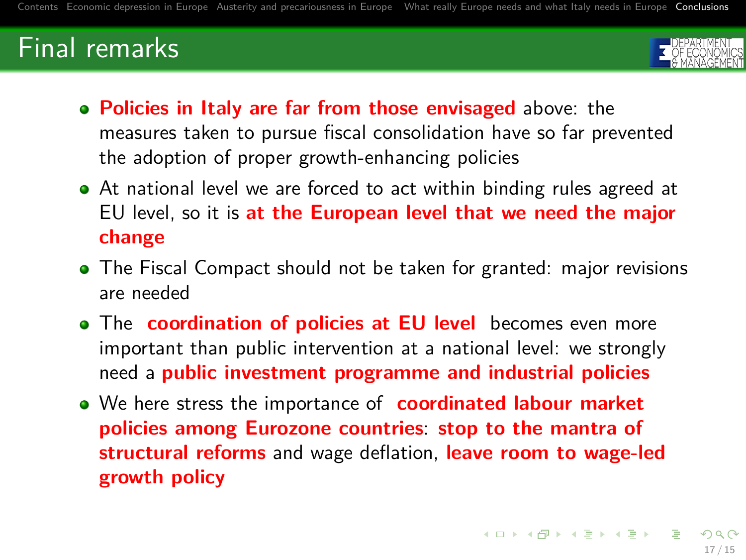## Final remarks

- **Policies in Italy are far from those envisaged** above: the measures taken to pursue fiscal consolidation have so far prevented the adoption of proper growth-enhancing policies
- At national level we are forced to act within binding rules agreed at EU level, so it is **at the European level that we need the major change**
- The Fiscal Compact should not be taken for granted: major revisions are needed
- The **coordination of policies at EU level** becomes even more important than public intervention at a national level: we strongly need a **public investment programme and industrial policies**
- We here stress the importance of **coordinated labour market policies among Eurozone countries**: **stop to the mantra of structural reforms** and wage deflation, **leave room to wage-led growth policy**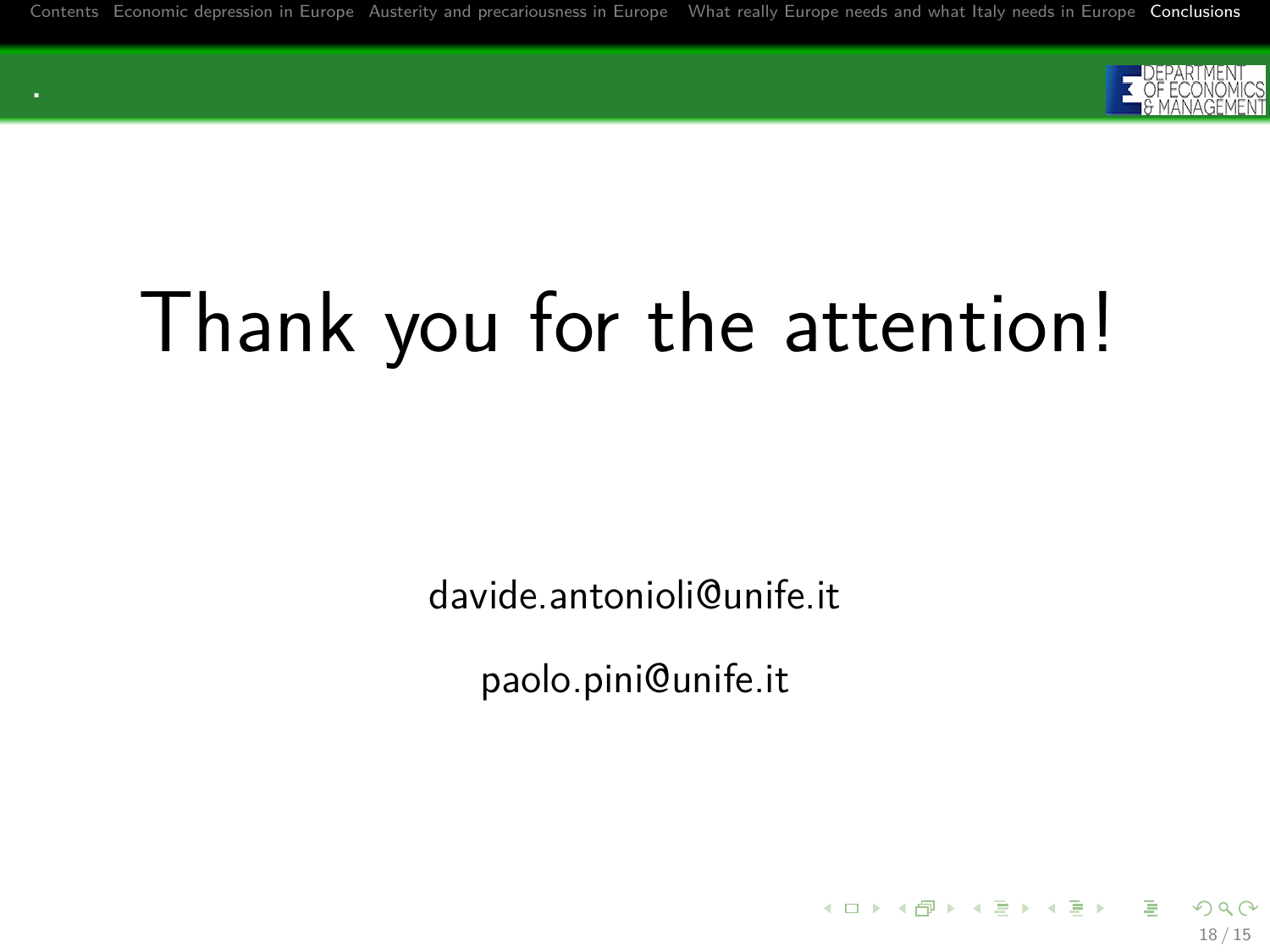# Thank you for the attention!

davide.antonioli@unife.it

paolo.pini@unife.it